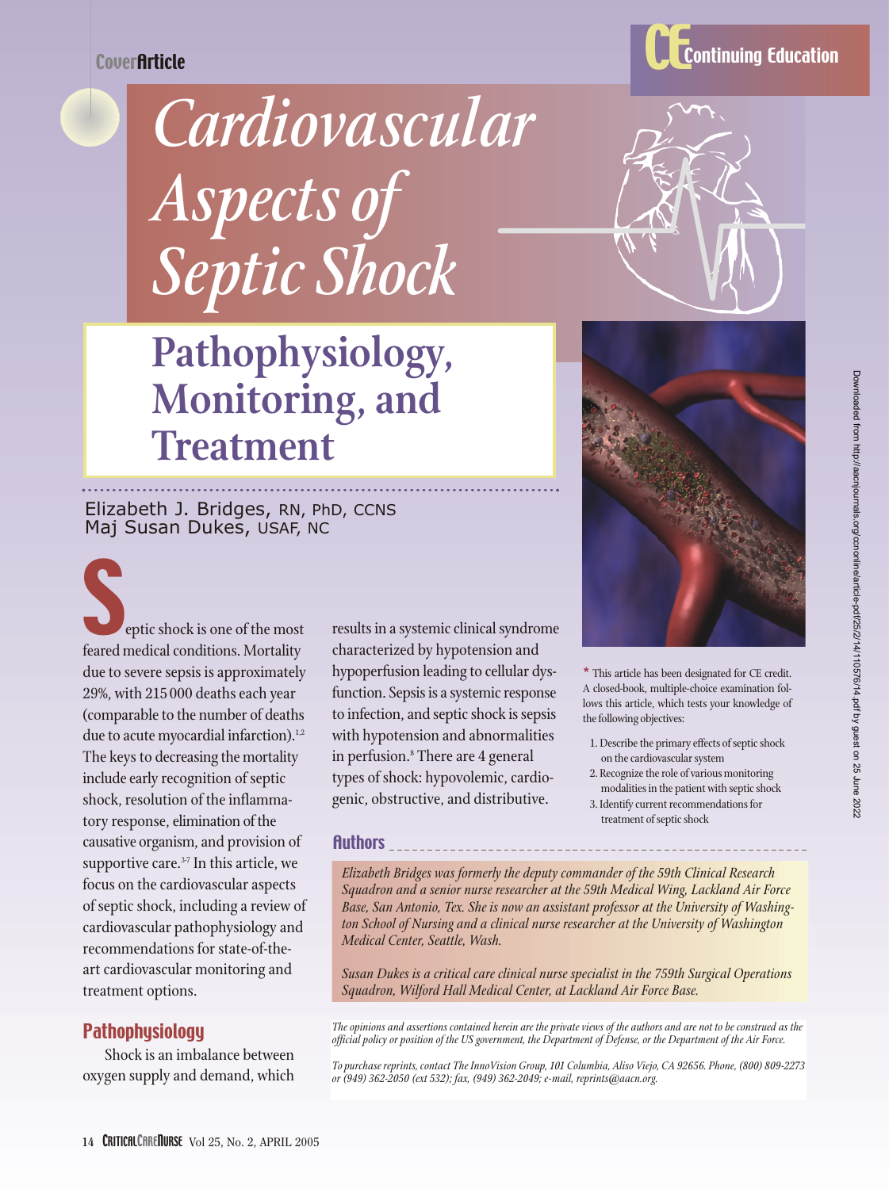Cover Article

CE Continuing Education

# Cardiovascular Aspects of Septic Shock

## Pathophysiology, Monitoring, and Treatment

Elizabeth J. Bridges, RN, PhD, CCNS
Maj Susan Dukes, USAF, NC

Septic shock is one of the most feared medical conditions. Mortality due to severe sepsis is approximately 29%, with 215 000 deaths each year (comparable to the number of deaths due to acute myocardial infarction).[1,2] The keys to decreasing the mortality include early recognition of septic shock, resolution of the inflammatory response, elimination of the causative organism, and provision of supportive care.[3-7] In this article, we focus on the cardiovascular aspects of septic shock, including a review of cardiovascular pathophysiology and recommendations for state-of-the-art cardiovascular monitoring and treatment options.

### Pathophysiology

Shock is an imbalance between oxygen supply and demand, which results in a systemic clinical syndrome characterized by hypotension and hypoperfusion leading to cellular dysfunction. Sepsis is a systemic response to infection, and septic shock is sepsis with hypotension and abnormalities in perfusion.[8] There are 4 general types of shock: hypovolemic, cardiogenic, obstructive, and distributive.

\* This article has been designated for CE credit. A closed-book, multiple-choice examination follows this article, which tests your knowledge of the following objectives:

1. Describe the primary effects of septic shock on the cardiovascular system
2. Recognize the role of various monitoring modalities in the patient with septic shock
3. Identify current recommendations for treatment of septic shock

### Authors

*Elizabeth Bridges was formerly the deputy commander of the 59th Clinical Research Squadron and a senior nurse researcher at the 59th Medical Wing, Lackland Air Force Base, San Antonio, Tex. She is now an assistant professor at the University of Washington School of Nursing and a clinical nurse researcher at the University of Washington Medical Center, Seattle, Wash.*

*Susan Dukes is a critical care clinical nurse specialist in the 759th Surgical Operations Squadron, Wilford Hall Medical Center, at Lackland Air Force Base.*

*The opinions and assertions contained herein are the private views of the authors and are not to be construed as the official policy or position of the US government, the Department of Defense, or the Department of the Air Force.*

*To purchase reprints, contact The InnoVision Group, 101 Columbia, Aliso Viejo, CA 92656. Phone, (800) 809-2273 or (949) 362-2050 (ext 532); fax, (949) 362-2049; e-mail, reprints@aacn.org.*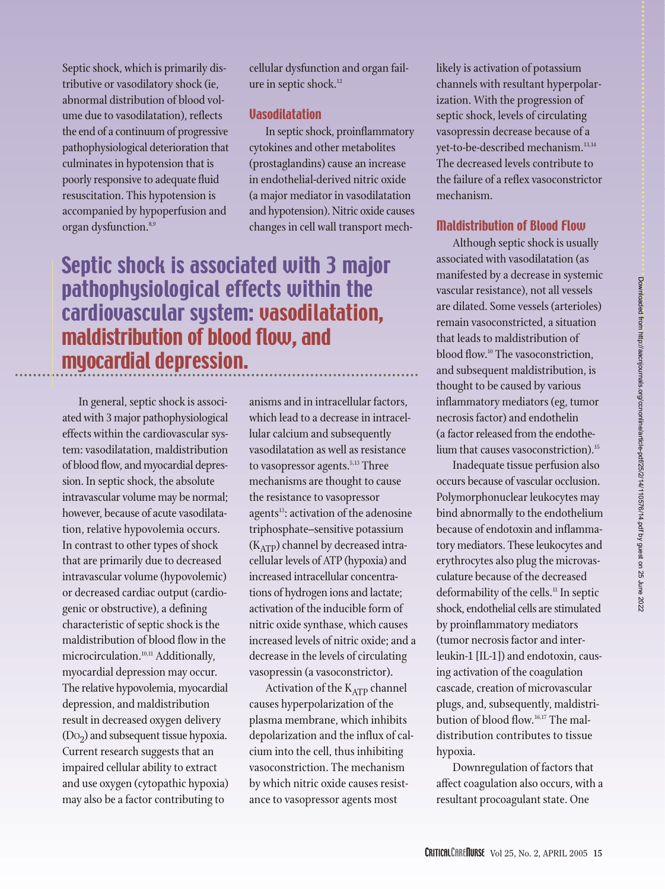Septic shock, which is primarily distributive or vasodilatory shock (ie, abnormal distribution of blood volume due to vasodilatation), reflects the end of a continuum of progressive pathophysiological deterioration that culminates in hypotension that is poorly responsive to adequate fluid resuscitation. This hypotension is accompanied by hypoperfusion and organ dysfunction.[8,9]

> **Septic shock is associated with 3 major pathophysiological effects within the cardiovascular system: vasodilatation, maldistribution of blood flow, and myocardial depression.**

In general, septic shock is associated with 3 major pathophysiological effects within the cardiovascular system: vasodilatation, maldistribution of blood flow, and myocardial depression. In septic shock, the absolute intravascular volume may be normal; however, because of acute vasodilatation, relative hypovolemia occurs. In contrast to other types of shock that are primarily due to decreased intravascular volume (hypovolemic) or decreased cardiac output (cardiogenic or obstructive), a defining characteristic of septic shock is the maldistribution of blood flow in the microcirculation.[10,11] Additionally, myocardial depression may occur. The relative hypovolemia, myocardial depression, and maldistribution result in decreased oxygen delivery ($DO_2$) and subsequent tissue hypoxia. Current research suggests that an impaired cellular ability to extract and use oxygen (cytopathic hypoxia) may also be a factor contributing to cellular dysfunction and organ failure in septic shock.[12]

## Vasodilatation

In septic shock, proinflammatory cytokines and other metabolites (prostaglandins) cause an increase in endothelial-derived nitric oxide (a major mediator in vasodilatation and hypotension). Nitric oxide causes changes in cell wall transport mechanisms and in intracellular factors, which lead to a decrease in intracellular calcium and subsequently vasodilatation as well as resistance to vasopressor agents.[5,13] Three mechanisms are thought to cause the resistance to vasopressor agents[13]: activation of the adenosine triphosphate–sensitive potassium ($K_{ATP}$) channel by decreased intracellular levels of ATP (hypoxia) and increased intracellular concentrations of hydrogen ions and lactate; activation of the inducible form of nitric oxide synthase, which causes increased levels of nitric oxide; and a decrease in the levels of circulating vasopressin (a vasoconstrictor).

Activation of the $K_{ATP}$ channel causes hyperpolarization of the plasma membrane, which inhibits depolarization and the influx of calcium into the cell, thus inhibiting vasoconstriction. The mechanism by which nitric oxide causes resistance to vasopressor agents most likely is activation of potassium channels with resultant hyperpolarization. With the progression of septic shock, levels of circulating vasopressin decrease because of a yet-to-be-described mechanism.[13,14] The decreased levels contribute to the failure of a reflex vasoconstrictor mechanism.

## Maldistribution of Blood Flow

Although septic shock is usually associated with vasodilatation (as manifested by a decrease in systemic vascular resistance), not all vessels are dilated. Some vessels (arterioles) remain vasoconstricted, a situation that leads to maldistribution of blood flow.[10] The vasoconstriction, and subsequent maldistribution, is thought to be caused by various inflammatory mediators (eg, tumor necrosis factor) and endothelin (a factor released from the endothelium that causes vasoconstriction).[15]

Inadequate tissue perfusion also occurs because of vascular occlusion. Polymorphonuclear leukocytes may bind abnormally to the endothelium because of endotoxin and inflammatory mediators. These leukocytes and erythrocytes also plug the microvasculature because of the decreased deformability of the cells.[11] In septic shock, endothelial cells are stimulated by proinflammatory mediators (tumor necrosis factor and interleukin-1 [IL-1]) and endotoxin, causing activation of the coagulation cascade, creation of microvascular plugs, and, subsequently, maldistribution of blood flow.[16,17] The maldistribution contributes to tissue hypoxia.

Downregulation of factors that affect coagulation also occurs, with a resultant procoagulant state. One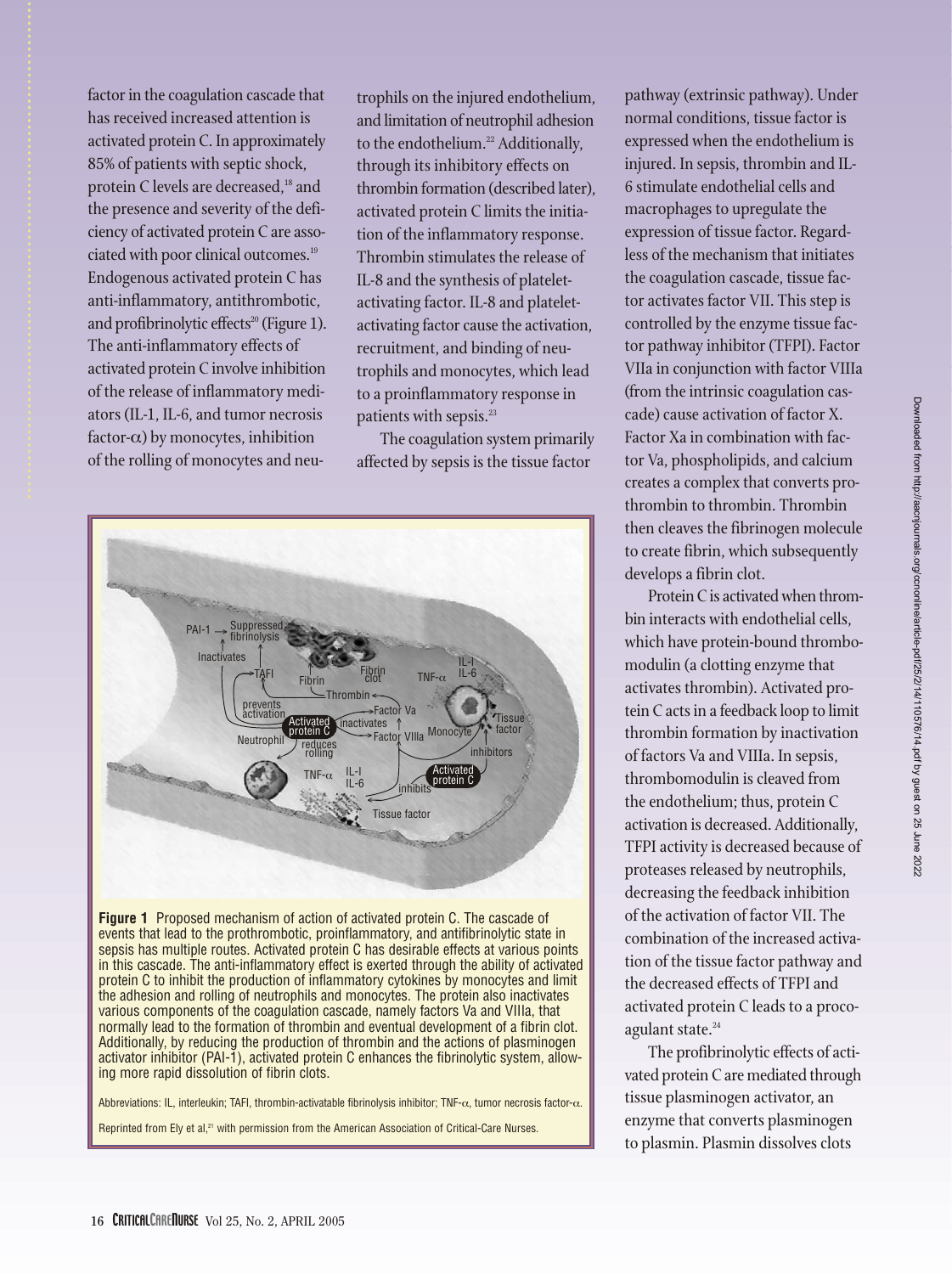factor in the coagulation cascade that has received increased attention is activated protein C. In approximately 85% of patients with septic shock, protein C levels are decreased,[18] and the presence and severity of the deficiency of activated protein C are associated with poor clinical outcomes.[19] Endogenous activated protein C has anti-inflammatory, antithrombotic, and profibrinolytic effects[20] (Figure 1). The anti-inflammatory effects of activated protein C involve inhibition of the release of inflammatory mediators (IL-1, IL-6, and tumor necrosis factor-α) by monocytes, inhibition of the rolling of monocytes and neutrophils on the injured endothelium, and limitation of neutrophil adhesion to the endothelium.[22] Additionally, through its inhibitory effects on thrombin formation (described later), activated protein C limits the initiation of the inflammatory response. Thrombin stimulates the release of IL-8 and the synthesis of platelet-activating factor. IL-8 and platelet-activating factor cause the activation, recruitment, and binding of neutrophils and monocytes, which lead to a proinflammatory response in patients with sepsis.[23]

The coagulation system primarily affected by sepsis is the tissue factor pathway (extrinsic pathway). Under normal conditions, tissue factor is expressed when the endothelium is injured. In sepsis, thrombin and IL-6 stimulate endothelial cells and macrophages to upregulate the expression of tissue factor. Regardless of the mechanism that initiates the coagulation cascade, tissue factor activates factor VII. This step is controlled by the enzyme tissue factor pathway inhibitor (TFPI). Factor VIIa in conjunction with factor VIIIa (from the intrinsic coagulation cascade) cause activation of factor X. Factor Xa in combination with factor Va, phospholipids, and calcium creates a complex that converts prothrombin to thrombin. Thrombin then cleaves the fibrinogen molecule to create fibrin, which subsequently develops a fibrin clot.

Protein C is activated when thrombin interacts with endothelial cells, which have protein-bound thrombomodulin (a clotting enzyme that activates thrombin). Activated protein C acts in a feedback loop to limit thrombin formation by inactivation of factors Va and VIIIa. In sepsis, thrombomodulin is cleaved from the endothelium; thus, protein C activation is decreased. Additionally, TFPI activity is decreased because of proteases released by neutrophils, decreasing the feedback inhibition of the activation of factor VII. The combination of the increased activation of the tissue factor pathway and the decreased effects of TFPI and activated protein C leads to a procoagulant state.[24]

The profibrinolytic effects of activated protein C are mediated through tissue plasminogen activator, an enzyme that converts plasminogen to plasmin. Plasmin dissolves clots

**Figure 1** Proposed mechanism of action of activated protein C. The cascade of events that lead to the prothrombotic, proinflammatory, and antifibrinolytic state in sepsis has multiple routes. Activated protein C has desirable effects at various points in this cascade. The anti-inflammatory effect is exerted through the ability of activated protein C to inhibit the production of inflammatory cytokines by monocytes and limit the adhesion and rolling of neutrophils and monocytes. The protein also inactivates various components of the coagulation cascade, namely factors Va and VIIIa, that normally lead to the formation of thrombin and eventual development of a fibrin clot. Additionally, by reducing the production of thrombin and the actions of plasminogen activator inhibitor (PAI-1), activated protein C enhances the fibrinolytic system, allowing more rapid dissolution of fibrin clots.

Abbreviations: IL, interleukin; TAFI, thrombin-activatable fibrinolysis inhibitor; TNF-α, tumor necrosis factor-α.

Reprinted from Ely et al,[21] with permission from the American Association of Critical-Care Nurses.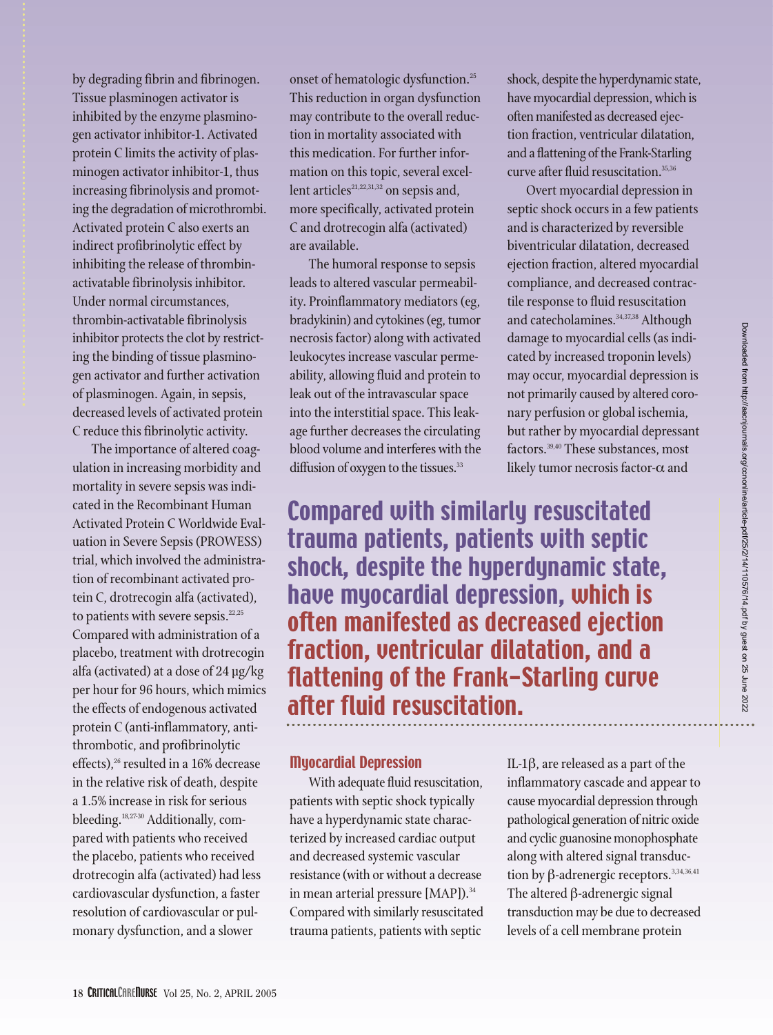by degrading fibrin and fibrinogen. Tissue plasminogen activator is inhibited by the enzyme plasminogen activator inhibitor-1. Activated protein C limits the activity of plasminogen activator inhibitor-1, thus increasing fibrinolysis and promoting the degradation of microthrombi. Activated protein C also exerts an indirect profibrinolytic effect by inhibiting the release of thrombin-activatable fibrinolysis inhibitor. Under normal circumstances, thrombin-activatable fibrinolysis inhibitor protects the clot by restricting the binding of tissue plasminogen activator and further activation of plasminogen. Again, in sepsis, decreased levels of activated protein C reduce this fibrinolytic activity.

The importance of altered coagulation in increasing morbidity and mortality in severe sepsis was indicated in the Recombinant Human Activated Protein C Worldwide Evaluation in Severe Sepsis (PROWESS) trial, which involved the administration of recombinant activated protein C, drotrecogin alfa (activated), to patients with severe sepsis.[22,25] Compared with administration of a placebo, treatment with drotrecogin alfa (activated) at a dose of 24 μg/kg per hour for 96 hours, which mimics the effects of endogenous activated protein C (anti-inflammatory, antithrombotic, and profibrinolytic effects),[26] resulted in a 16% decrease in the relative risk of death, despite a 1.5% increase in risk for serious bleeding.[18,27-30] Additionally, compared with patients who received the placebo, patients who received drotrecogin alfa (activated) had less cardiovascular dysfunction, a faster resolution of cardiovascular or pulmonary dysfunction, and a slower onset of hematologic dysfunction.[25] This reduction in organ dysfunction may contribute to the overall reduction in mortality associated with this medication. For further information on this topic, several excellent articles[21,22,31,32] on sepsis and, more specifically, activated protein C and drotrecogin alfa (activated) are available.

The humoral response to sepsis leads to altered vascular permeability. Proinflammatory mediators (eg, bradykinin) and cytokines (eg, tumor necrosis factor) along with activated leukocytes increase vascular permeability, allowing fluid and protein to leak out of the intravascular space into the interstitial space. This leakage further decreases the circulating blood volume and interferes with the diffusion of oxygen to the tissues.[33]

**Compared with similarly resuscitated trauma patients, patients with septic shock, despite the hyperdynamic state, have myocardial depression, which is often manifested as decreased ejection fraction, ventricular dilatation, and a flattening of the Frank-Starling curve after fluid resuscitation.**

### Myocardial Depression

With adequate fluid resuscitation, patients with septic shock typically have a hyperdynamic state characterized by increased cardiac output and decreased systemic vascular resistance (with or without a decrease in mean arterial pressure [MAP]).[34] Compared with similarly resuscitated trauma patients, patients with septic shock, despite the hyperdynamic state, have myocardial depression, which is often manifested as decreased ejection fraction, ventricular dilatation, and a flattening of the Frank-Starling curve after fluid resuscitation.[35,36]

Overt myocardial depression in septic shock occurs in a few patients and is characterized by reversible biventricular dilatation, decreased ejection fraction, altered myocardial compliance, and decreased contractile response to fluid resuscitation and catecholamines.[34,37,38] Although damage to myocardial cells (as indicated by increased troponin levels) may occur, myocardial depression is not primarily caused by altered coronary perfusion or global ischemia, but rather by myocardial depressant factors.[39,40] These substances, most likely tumor necrosis factor-α and IL-1β, are released as a part of the inflammatory cascade and appear to cause myocardial depression through pathological generation of nitric oxide and cyclic guanosine monophosphate along with altered signal transduction by β-adrenergic receptors.[3,34,36,41] The altered β-adrenergic signal transduction may be due to decreased levels of a cell membrane protein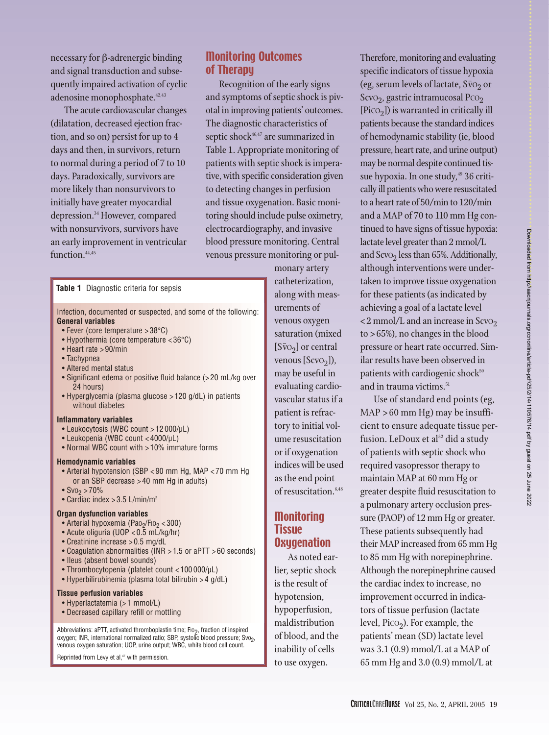necessary for β-adrenergic binding and signal transduction and subsequently impaired activation of cyclic adenosine monophosphate.[42,43]

The acute cardiovascular changes (dilatation, decreased ejection fraction, and so on) persist for up to 4 days and then, in survivors, return to normal during a period of 7 to 10 days. Paradoxically, survivors are more likely than nonsurvivors to initially have greater myocardial depression.[34] However, compared with nonsurvivors, survivors have an early improvement in ventricular function.[44,45]

## Monitoring Outcomes of Therapy

Recognition of the early signs and symptoms of septic shock is pivotal in improving patients' outcomes. The diagnostic characteristics of septic shock[46,47] are summarized in Table 1. Appropriate monitoring of patients with septic shock is imperative, with specific consideration given to detecting changes in perfusion and tissue oxygenation. Basic monitoring should include pulse oximetry, electrocardiography, and invasive blood pressure monitoring. Central venous pressure monitoring or pulmonary artery catheterization, along with measurements of venous oxygen saturation (mixed [$S\bar{v}O_2$] or central venous [$ScvO_2$]), may be useful in evaluating cardiovascular status if a patient is refractory to initial volume resuscitation or if oxygenation indices will be used as the end point of resuscitation.[6,48]

**Table 1** Diagnostic criteria for sepsis

Infection, documented or suspected, and some of the following:

**General variables**
- Fever (core temperature >38°C)
- Hypothermia (core temperature <36°C)
- Heart rate >90/min
- Tachypnea
- Altered mental status
- Significant edema or positive fluid balance (>20 mL/kg over 24 hours)
- Hyperglycemia (plasma glucose >120 g/dL) in patients without diabetes

**Inflammatory variables**
- Leukocytosis (WBC count >12 000/μL)
- Leukopenia (WBC count <4000/μL)
- Normal WBC count with >10% immature forms

**Hemodynamic variables**
- Arterial hypotension (SBP <90 mm Hg, MAP <70 mm Hg or an SBP decrease >40 mm Hg in adults)
- $Svo_2$ >70%
- Cardiac index >3.5 L/min/m²

**Organ dysfunction variables**
- Arterial hypoxemia ($Pao_2/Fio_2$ <300)
- Acute oliguria (UOP <0.5 mL/kg/hr)
- Creatinine increase >0.5 mg/dL
- Coagulation abnormalities (INR >1.5 or aPTT >60 seconds)
- Ileus (absent bowel sounds)
- Thrombocytopenia (platelet count <100 000/μL)
- Hyperbilirubinemia (plasma total bilirubin >4 g/dL)

**Tissue perfusion variables**
- Hyperlactatemia (>1 mmol/L)
- Decreased capillary refill or mottling

Abbreviations: aPTT, activated thromboplastin time; $Fio_2$, fraction of inspired oxygen; INR, international normalized ratio; SBP, systolic blood pressure; $Svo_2$, venous oxygen saturation; UOP, urine output; WBC, white blood cell count.

Reprinted from Levy et al,[47] with permission.

## Monitoring Tissue Oxygenation

As noted earlier, septic shock is the result of hypotension, hypoperfusion, maldistribution of blood, and the inability of cells to use oxygen. Therefore, monitoring and evaluating specific indicators of tissue hypoxia (eg, serum levels of lactate, $S\bar{v}O_2$ or $ScvO_2$, gastric intramucosal $PCO_2$ [$PiCO_2$]) is warranted in critically ill patients because the standard indices of hemodynamic stability (ie, blood pressure, heart rate, and urine output) may be normal despite continued tissue hypoxia. In one study,[49] 36 critically ill patients who were resuscitated to a heart rate of 50/min to 120/min and a MAP of 70 to 110 mm Hg continued to have signs of tissue hypoxia: lactate level greater than 2 mmol/L and $ScvO_2$ less than 65%. Additionally, although interventions were undertaken to improve tissue oxygenation for these patients (as indicated by achieving a goal of a lactate level <2 mmol/L and an increase in $ScvO_2$ to >65%), no changes in the blood pressure or heart rate occurred. Similar results have been observed in patients with cardiogenic shock[50] and in trauma victims.[51]

Use of standard end points (eg, MAP >60 mm Hg) may be insufficient to ensure adequate tissue perfusion. LeDoux et al[52] did a study of patients with septic shock who required vasopressor therapy to maintain MAP at 60 mm Hg or greater despite fluid resuscitation to a pulmonary artery occlusion pressure (PAOP) of 12 mm Hg or greater. These patients subsequently had their MAP increased from 65 mm Hg to 85 mm Hg with norepinephrine. Although the norepinephrine caused the cardiac index to increase, no improvement occurred in indicators of tissue perfusion (lactate level, $PiCO_2$). For example, the patients' mean (SD) lactate level was 3.1 (0.9) mmol/L at a MAP of 65 mm Hg and 3.0 (0.9) mmol/L at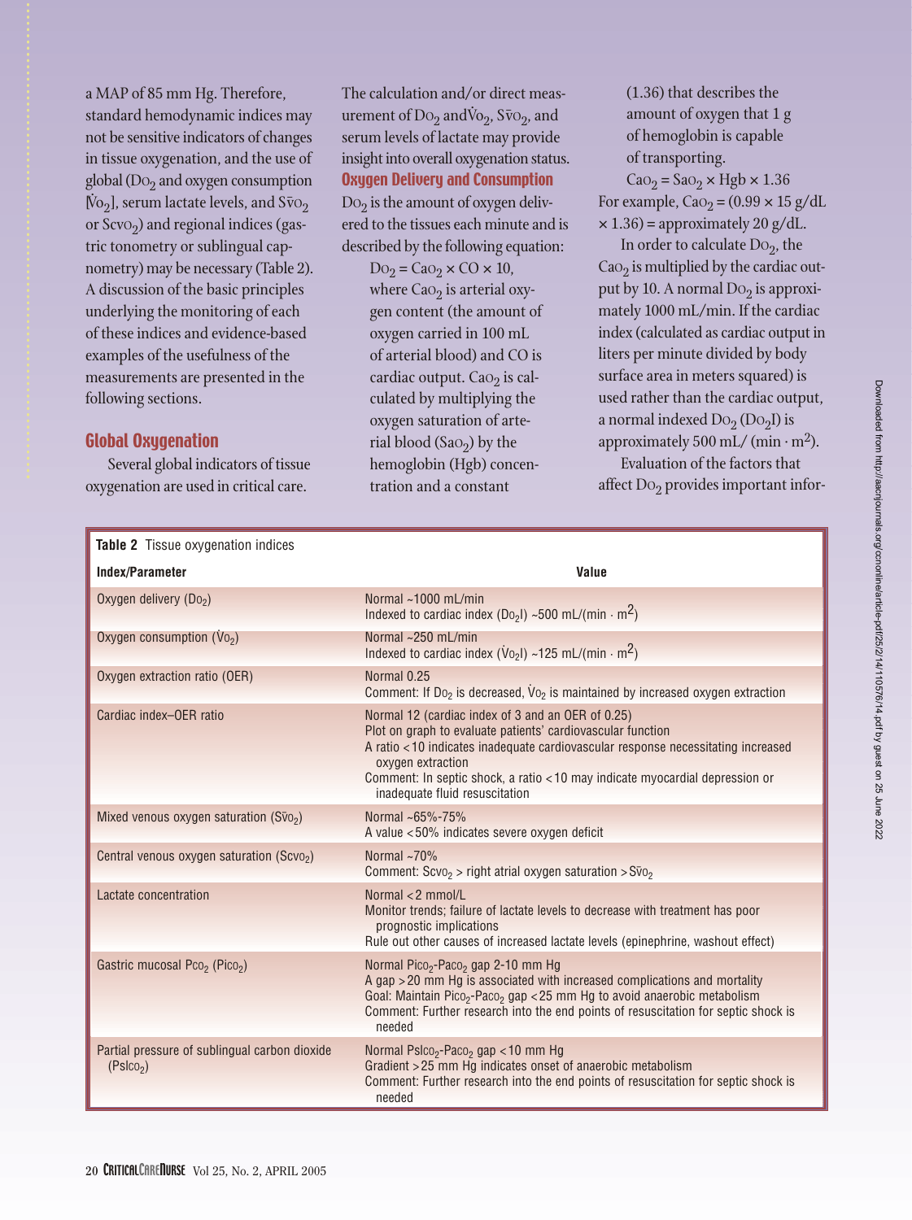a MAP of 85 mm Hg. Therefore, standard hemodynamic indices may not be sensitive indicators of changes in tissue oxygenation, and the use of global ($Do_2$ and oxygen consumption [$\dot{V}o_2$], serum lactate levels, and $S\bar{v}o_2$ or $Scvo_2$) and regional indices (gastric tonometry or sublingual capnometry) may be necessary (Table 2). A discussion of the basic principles underlying the monitoring of each of these indices and evidence-based examples of the usefulness of the measurements are presented in the following sections.

## Global Oxygenation

Several global indicators of tissue oxygenation are used in critical care. The calculation and/or direct measurement of $Do_2$ and $\dot{V}o_2$, $S\bar{v}o_2$, and serum levels of lactate may provide insight into overall oxygenation status.

### Oxygen Delivery and Consumption

$Do_2$ is the amount of oxygen delivered to the tissues each minute and is described by the following equation:

$$Do_2 = Cao_2 \times CO \times 10,$$

where $Cao_2$ is arterial oxygen content (the amount of oxygen carried in 100 mL of arterial blood) and CO is cardiac output. $Cao_2$ is calculated by multiplying the oxygen saturation of arterial blood ($Sao_2$) by the hemoglobin (Hgb) concentration and a constant (1.36) that describes the amount of oxygen that 1 g of hemoglobin is capable of transporting.

$$Cao_2 = Sao_2 \times Hgb \times 1.36$$

For example, $Cao_2 = (0.99 \times 15 \text{ g/dL} \times 1.36)$ = approximately 20 g/dL.

In order to calculate $Do_2$, the $Cao_2$ is multiplied by the cardiac output by 10. A normal $Do_2$ is approximately 1000 mL/min. If the cardiac index (calculated as cardiac output in liters per minute divided by body surface area in meters squared) is used rather than the cardiac output, a normal indexed $Do_2$ ($Do_2I$) is approximately 500 mL/ (min · m$^2$).

Evaluation of the factors that affect $Do_2$ provides important infor-

**Table 2** Tissue oxygenation indices

| Index/Parameter | Value |
|---|---|
| Oxygen delivery ($Do_2$) | Normal ~1000 mL/min<br>Indexed to cardiac index ($Do_2I$) ~500 mL/(min · m$^2$) |
| Oxygen consumption ($\dot{V}o_2$) | Normal ~250 mL/min<br>Indexed to cardiac index ($\dot{V}o_2I$) ~125 mL/(min · m$^2$) |
| Oxygen extraction ratio (OER) | Normal 0.25<br>Comment: If $Do_2$ is decreased, $\dot{V}o_2$ is maintained by increased oxygen extraction |
| Cardiac index–OER ratio | Normal 12 (cardiac index of 3 and an OER of 0.25)<br>Plot on graph to evaluate patients' cardiovascular function<br>A ratio <10 indicates inadequate cardiovascular response necessitating increased oxygen extraction<br>Comment: In septic shock, a ratio <10 may indicate myocardial depression or inadequate fluid resuscitation |
| Mixed venous oxygen saturation ($S\bar{v}o_2$) | Normal ~65%-75%<br>A value <50% indicates severe oxygen deficit |
| Central venous oxygen saturation ($Scvo_2$) | Normal ~70%<br>Comment: $Scvo_2$ > right atrial oxygen saturation > $S\bar{v}o_2$ |
| Lactate concentration | Normal <2 mmol/L<br>Monitor trends; failure of lactate levels to decrease with treatment has poor prognostic implications<br>Rule out other causes of increased lactate levels (epinephrine, washout effect) |
| Gastric mucosal $Pco_2$ ($Pico_2$) | Normal $Pico_2$-$Paco_2$ gap 2-10 mm Hg<br>A gap >20 mm Hg is associated with increased complications and mortality<br>Goal: Maintain $Pico_2$-$Paco_2$ gap <25 mm Hg to avoid anaerobic metabolism<br>Comment: Further research into the end points of resuscitation for septic shock is needed |
| Partial pressure of sublingual carbon dioxide ($Pslco_2$) | Normal $Pslco_2$-$Paco_2$ gap <10 mm Hg<br>Gradient >25 mm Hg indicates onset of anaerobic metabolism<br>Comment: Further research into the end points of resuscitation for septic shock is needed |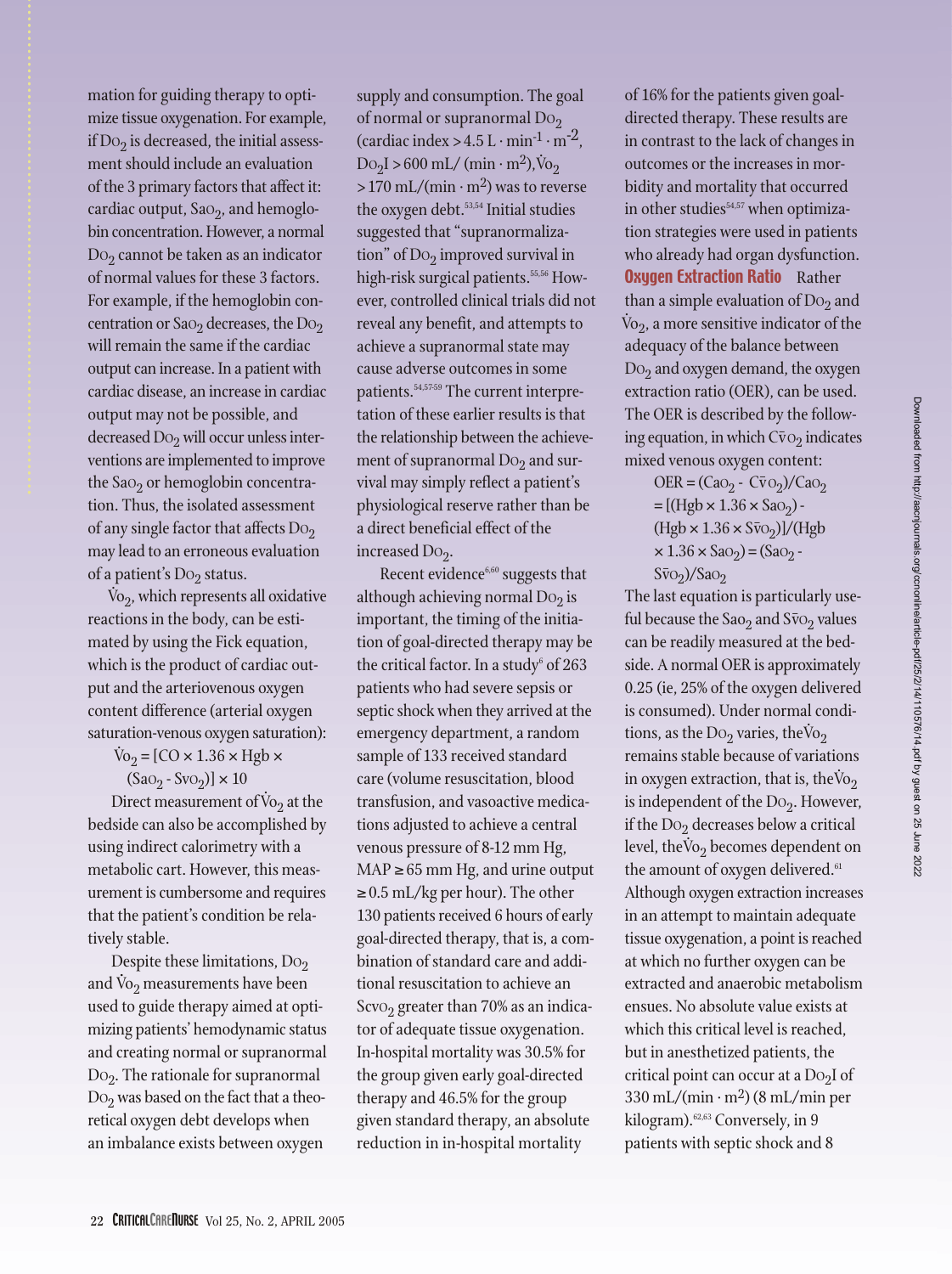mation for guiding therapy to optimize tissue oxygenation. For example, if $DO_2$ is decreased, the initial assessment should include an evaluation of the 3 primary factors that affect it: cardiac output, $SaO_2$, and hemoglobin concentration. However, a normal $DO_2$ cannot be taken as an indicator of normal values for these 3 factors. For example, if the hemoglobin concentration or $SaO_2$ decreases, the $DO_2$ will remain the same if the cardiac output can increase. In a patient with cardiac disease, an increase in cardiac output may not be possible, and decreased $DO_2$ will occur unless interventions are implemented to improve the $SaO_2$ or hemoglobin concentration. Thus, the isolated assessment of any single factor that affects $DO_2$ may lead to an erroneous evaluation of a patient's $DO_2$ status.

$\dot{V}O_2$, which represents all oxidative reactions in the body, can be estimated by using the Fick equation, which is the product of cardiac output and the arteriovenous oxygen content difference (arterial oxygen saturation-venous oxygen saturation):

$$\dot{V}O_2 = [CO \times 1.36 \times Hgb \times (SaO_2 - SvO_2)] \times 10$$

Direct measurement of $\dot{V}O_2$ at the bedside can also be accomplished by using indirect calorimetry with a metabolic cart. However, this measurement is cumbersome and requires that the patient's condition be relatively stable.

Despite these limitations, $DO_2$ and $\dot{V}O_2$ measurements have been used to guide therapy aimed at optimizing patients' hemodynamic status and creating normal or supranormal $DO_2$. The rationale for supranormal $DO_2$ was based on the fact that a theoretical oxygen debt develops when an imbalance exists between oxygen supply and consumption. The goal of normal or supranormal $DO_2$ (cardiac index $> 4.5\ L \cdot min^{-1} \cdot m^{-2}$, $DO_2I > 600$ mL/(min · m$^2$), $\dot{V}O_2 > 170$ mL/(min · m$^2$)) was to reverse the oxygen debt.[53,54] Initial studies suggested that "supranormalization" of $DO_2$ improved survival in high-risk surgical patients.[55,56] However, controlled clinical trials did not reveal any benefit, and attempts to achieve a supranormal state may cause adverse outcomes in some patients.[54,57-59] The current interpretation of these earlier results is that the relationship between the achievement of supranormal $DO_2$ and survival may simply reflect a patient's physiological reserve rather than be a direct beneficial effect of the increased $DO_2$.

Recent evidence[6,60] suggests that although achieving normal $DO_2$ is important, the timing of the initiation of goal-directed therapy may be the critical factor. In a study[6] of 263 patients who had severe sepsis or septic shock when they arrived at the emergency department, a random sample of 133 received standard care (volume resuscitation, blood transfusion, and vasoactive medications adjusted to achieve a central venous pressure of 8-12 mm Hg, MAP ≥ 65 mm Hg, and urine output ≥ 0.5 mL/kg per hour). The other 130 patients received 6 hours of early goal-directed therapy, that is, a combination of standard care and additional resuscitation to achieve an $ScvO_2$ greater than 70% as an indicator of adequate tissue oxygenation. In-hospital mortality was 30.5% for the group given early goal-directed therapy and 46.5% for the group given standard therapy, an absolute reduction in in-hospital mortality of 16% for the patients given goal-directed therapy. These results are in contrast to the lack of changes in outcomes or the increases in morbidity and mortality that occurred in other studies[54,57] when optimization strategies were used in patients who already had organ dysfunction.

**Oxygen Extraction Ratio** Rather than a simple evaluation of $DO_2$ and $\dot{V}O_2$, a more sensitive indicator of the adequacy of the balance between $DO_2$ and oxygen demand, the oxygen extraction ratio (OER), can be used. The OER is described by the following equation, in which $C\bar{v}O_2$ indicates mixed venous oxygen content:

$$OER = (CaO_2 - C\bar{v}O_2)/CaO_2 = [(Hgb \times 1.36 \times SaO_2) - (Hgb \times 1.36 \times S\bar{v}O_2)]/(Hgb \times 1.36 \times SaO_2) = (SaO_2 - S\bar{v}O_2)/SaO_2$$

The last equation is particularly useful because the $SaO_2$ and $S\bar{v}O_2$ values can be readily measured at the bedside. A normal OER is approximately 0.25 (ie, 25% of the oxygen delivered is consumed). Under normal conditions, as the $DO_2$ varies, the $\dot{V}O_2$ remains stable because of variations in oxygen extraction, that is, the $\dot{V}O_2$ is independent of the $DO_2$. However, if the $DO_2$ decreases below a critical level, the $\dot{V}O_2$ becomes dependent on the amount of oxygen delivered.[61] Although oxygen extraction increases in an attempt to maintain adequate tissue oxygenation, a point is reached at which no further oxygen can be extracted and anaerobic metabolism ensues. No absolute value exists at which this critical level is reached, but in anesthetized patients, the critical point can occur at a $DO_2I$ of 330 mL/(min · m$^2$) (8 mL/min per kilogram).[62,63] Conversely, in 9 patients with septic shock and 8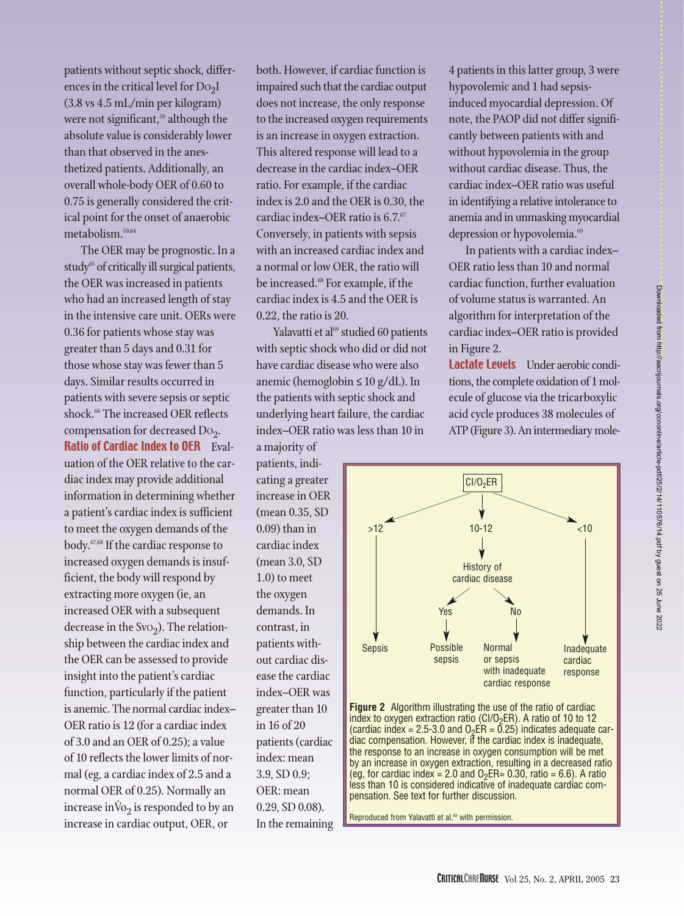patients without septic shock, differences in the critical level for $DO_2I$ (3.8 vs 4.5 mL/min per kilogram) were not significant,[59] although the absolute value is considerably lower than that observed in the anesthetized patients. Additionally, an overall whole-body OER of 0.60 to 0.75 is generally considered the critical point for the onset of anaerobic metabolism.[59,64]

The OER may be prognostic. In a study[65] of critically ill surgical patients, the OER was increased in patients who had an increased length of stay in the intensive care unit. OERs were 0.36 for patients whose stay was greater than 5 days and 0.31 for those whose stay was fewer than 5 days. Similar results occurred in patients with severe sepsis or septic shock.[66] The increased OER reflects compensation for decreased $DO_2$.

**Ratio of Cardiac Index to OER** Evaluation of the OER relative to the cardiac index may provide additional information in determining whether a patient's cardiac index is sufficient to meet the oxygen demands of the body.[67,68] If the cardiac response to increased oxygen demands is insufficient, the body will respond by extracting more oxygen (ie, an increased OER with a subsequent decrease in the $SvO_2$). The relationship between the cardiac index and the OER can be assessed to provide insight into the patient's cardiac function, particularly if the patient is anemic. The normal cardiac index–OER ratio is 12 (for a cardiac index of 3.0 and an OER of 0.25); a value of 10 reflects the lower limits of normal (eg, a cardiac index of 2.5 and a normal OER of 0.25). Normally an increase in $\dot{V}O_2$ is responded to by an increase in cardiac output, OER, or both. However, if cardiac function is impaired such that the cardiac output does not increase, the only response to the increased oxygen requirements is an increase in oxygen extraction. This altered response will lead to a decrease in the cardiac index–OER ratio. For example, if the cardiac index is 2.0 and the OER is 0.30, the cardiac index–OER ratio is 6.7.[67] Conversely, in patients with sepsis with an increased cardiac index and a normal or low OER, the ratio will be increased.[68] For example, if the cardiac index is 4.5 and the OER is 0.22, the ratio is 20.

Yalavatti et al[69] studied 60 patients with septic shock who did or did not have cardiac disease who were also anemic (hemoglobin ≤ 10 g/dL). In the patients with septic shock and underlying heart failure, the cardiac index–OER ratio was less than 10 in a majority of patients, indicating a greater increase in OER (mean 0.35, SD 0.09) than in cardiac index (mean 3.0, SD 1.0) to meet the oxygen demands. In contrast, in patients without cardiac disease the cardiac index–OER was greater than 10 in 16 of 20 patients (cardiac index: mean 3.9, SD 0.9; OER: mean 0.29, SD 0.08). In the remaining 4 patients in this latter group, 3 were hypovolemic and 1 had sepsis-induced myocardial depression. Of note, the PAOP did not differ significantly between patients with and without hypovolemia in the group without cardiac disease. Thus, the cardiac index–OER ratio was useful in identifying a relative intolerance to anemia and in unmasking myocardial depression or hypovolemia.[69]

In patients with a cardiac index–OER ratio less than 10 and normal cardiac function, further evaluation of volume status is warranted. An algorithm for interpretation of the cardiac index–OER ratio is provided in Figure 2.

**Lactate Levels** Under aerobic conditions, the complete oxidation of 1 molecule of glucose via the tricarboxylic acid cycle produces 38 molecules of ATP (Figure 3). An intermediary mole-

$CI/O_2ER$
- >12 → Sepsis
- 10-12 → History of cardiac disease
  - Yes → Possible sepsis
  - No → Normal or sepsis with inadequate cardiac response
- <10 → Inadequate cardiac response

**Figure 2** Algorithm illustrating the use of the ratio of cardiac index to oxygen extraction ratio ($CI/O_2ER$). A ratio of 10 to 12 (cardiac index = 2.5-3.0 and $O_2ER$ = 0.25) indicates adequate cardiac compensation. However, if the cardiac index is inadequate, the response to an increase in oxygen consumption will be met by an increase in oxygen extraction, resulting in a decreased ratio (eg, for cardiac index = 2.0 and $O_2ER$= 0.30, ratio = 6.6). A ratio less than 10 is considered indicative of inadequate cardiac compensation. See text for further discussion.

Reproduced from Yalavatti et al,[69] with permission.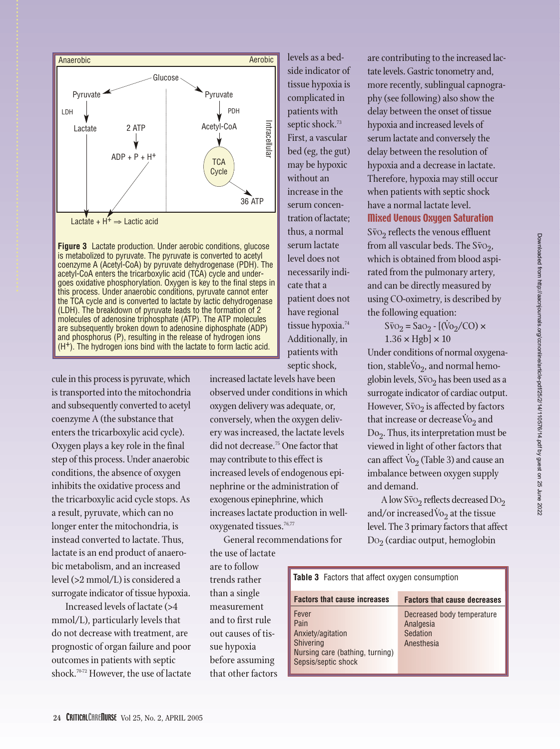Anaerobic | Aerobic

Glucose → Pyruvate (anaerobic) → LDH → Lactate; Glucose → Pyruvate (aerobic) → PDH → Acetyl-CoA → TCA Cycle → 36 ATP; 2 ATP → ADP + P + $H^+$; Intracellular

Lactate + $H^+$ ⇒ Lactic acid

**Figure 3** Lactate production. Under aerobic conditions, glucose is metabolized to pyruvate. The pyruvate is converted to acetyl coenzyme A (Acetyl-CoA) by pyruvate dehydrogenase (PDH). The acetyl-CoA enters the tricarboxylic acid (TCA) cycle and undergoes oxidative phosphorylation. Oxygen is key to the final steps in this process. Under anaerobic conditions, pyruvate cannot enter the TCA cycle and is converted to lactate by lactic dehydrogenase (LDH). The breakdown of pyruvate leads to the formation of 2 molecules of adenosine triphosphate (ATP). The ATP molecules are subsequently broken down to adenosine diphosphate (ADP) and phosphorus (P), resulting in the release of hydrogen ions ($H^+$). The hydrogen ions bind with the lactate to form lactic acid.

cule in this process is pyruvate, which is transported into the mitochondria and subsequently converted to acetyl coenzyme A (the substance that enters the tricarboxylic acid cycle). Oxygen plays a key role in the final step of this process. Under anaerobic conditions, the absence of oxygen inhibits the oxidative process and the tricarboxylic acid cycle stops. As a result, pyruvate, which can no longer enter the mitochondria, is instead converted to lactate. Thus, lactate is an end product of anaerobic metabolism, and an increased level (>2 mmol/L) is considered a surrogate indicator of tissue hypoxia.

Increased levels of lactate (>4 mmol/L), particularly levels that do not decrease with treatment, are prognostic of organ failure and poor outcomes in patients with septic shock.[70-72] However, the use of lactate levels as a bedside indicator of tissue hypoxia is complicated in patients with septic shock.[73] First, a vascular bed (eg, the gut) may be hypoxic without an increase in the serum concentration of lactate; thus, a normal serum lactate level does not necessarily indicate that a patient does not have regional tissue hypoxia.[74] Additionally, in patients with septic shock, increased lactate levels have been observed under conditions in which oxygen delivery was adequate, or, conversely, when the oxygen delivery was increased, the lactate levels did not decrease.[75] One factor that may contribute to this effect is increased levels of endogenous epinephrine or the administration of exogenous epinephrine, which increases lactate production in well-oxygenated tissues.[76,77]

General recommendations for the use of lactate are to follow trends rather than a single measurement and to first rule out causes of tissue hypoxia before assuming that other factors are contributing to the increased lactate levels. Gastric tonometry and, more recently, sublingual capnography (see following) also show the delay between the onset of tissue hypoxia and increased levels of serum lactate and conversely the delay between the resolution of hypoxia and a decrease in lactate. Therefore, hypoxia may still occur when patients with septic shock have a normal lactate level.

### Mixed Venous Oxygen Saturation

$S\bar{v}O_2$ reflects the venous effluent from all vascular beds. The $S\bar{v}O_2$, which is obtained from blood aspirated from the pulmonary artery, and can be directly measured by using CO-oximetry, is described by the following equation:

$$S\bar{v}O_2 = SaO_2 - [(\dot{V}O_2/CO) \times 1.36 \times Hgb] \times 10$$

Under conditions of normal oxygenation, stable $\dot{V}O_2$, and normal hemoglobin levels, $S\bar{v}O_2$ has been used as a surrogate indicator of cardiac output. However, $S\bar{v}O_2$ is affected by factors that increase or decrease $\dot{V}O_2$ and $DO_2$. Thus, its interpretation must be viewed in light of other factors that can affect $\dot{V}O_2$ (Table 3) and cause an imbalance between oxygen supply and demand.

A low $S\bar{v}O_2$ reflects decreased $DO_2$ and/or increased $\dot{V}O_2$ at the tissue level. The 3 primary factors that affect $DO_2$ (cardiac output, hemoglobin

**Table 3** Factors that affect oxygen consumption

| Factors that cause increases | Factors that cause decreases |
|---|---|
| Fever | Decreased body temperature |
| Pain | Analgesia |
| Anxiety/agitation | Sedation |
| Shivering | Anesthesia |
| Nursing care (bathing, turning) | |
| Sepsis/septic shock | |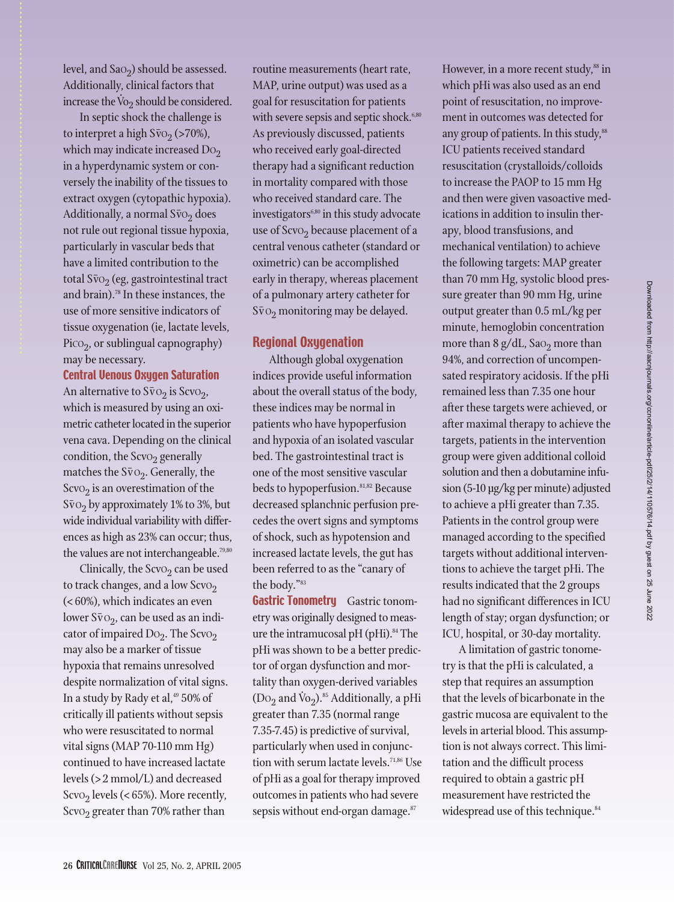level, and $SaO_2$) should be assessed. Additionally, clinical factors that increase the $\dot{V}O_2$ should be considered.

In septic shock the challenge is to interpret a high $S\bar{v}O_2$ (>70%), which may indicate increased $DO_2$ in a hyperdynamic system or conversely the inability of the tissues to extract oxygen (cytopathic hypoxia). Additionally, a normal $S\bar{v}O_2$ does not rule out regional tissue hypoxia, particularly in vascular beds that have a limited contribution to the total $S\bar{v}O_2$ (eg, gastrointestinal tract and brain).[78] In these instances, the use of more sensitive indicators of tissue oxygenation (ie, lactate levels, $PiCO_2$, or sublingual capnography) may be necessary.

### Central Venous Oxygen Saturation

An alternative to $S\bar{v}O_2$ is $ScvO_2$, which is measured by using an oximetric catheter located in the superior vena cava. Depending on the clinical condition, the $ScvO_2$ generally matches the $S\bar{v}O_2$. Generally, the $ScvO_2$ is an overestimation of the $S\bar{v}O_2$ by approximately 1% to 3%, but wide individual variability with differences as high as 23% can occur; thus, the values are not interchangeable.[79,80]

Clinically, the $ScvO_2$ can be used to track changes, and a low $ScvO_2$ (< 60%), which indicates an even lower $S\bar{v}O_2$, can be used as an indicator of impaired $DO_2$. The $ScvO_2$ may also be a marker of tissue hypoxia that remains unresolved despite normalization of vital signs. In a study by Rady et al,[49] 50% of critically ill patients without sepsis who were resuscitated to normal vital signs (MAP 70-110 mm Hg) continued to have increased lactate levels (> 2 mmol/L) and decreased $ScvO_2$ levels (< 65%). More recently, $ScvO_2$ greater than 70% rather than routine measurements (heart rate, MAP, urine output) was used as a goal for resuscitation for patients with severe sepsis and septic shock.[6,80] As previously discussed, patients who received early goal-directed therapy had a significant reduction in mortality compared with those who received standard care. The investigators[6,80] in this study advocate use of $ScvO_2$ because placement of a central venous catheter (standard or oximetric) can be accomplished early in therapy, whereas placement of a pulmonary artery catheter for $S\bar{v}O_2$ monitoring may be delayed.

## Regional Oxygenation

Although global oxygenation indices provide useful information about the overall status of the body, these indices may be normal in patients who have hypoperfusion and hypoxia of an isolated vascular bed. The gastrointestinal tract is one of the most sensitive vascular beds to hypoperfusion.[81,82] Because decreased splanchnic perfusion precedes the overt signs and symptoms of shock, such as hypotension and increased lactate levels, the gut has been referred to as the "canary of the body."[83]

**Gastric Tonometry** Gastric tonometry was originally designed to measure the intramucosal pH (pHi).[84] The pHi was shown to be a better predictor of organ dysfunction and mortality than oxygen-derived variables ($DO_2$ and $\dot{V}O_2$).[85] Additionally, a pHi greater than 7.35 (normal range 7.35-7.45) is predictive of survival, particularly when used in conjunction with serum lactate levels.[71,86] Use of pHi as a goal for therapy improved outcomes in patients who had severe sepsis without end-organ damage.[87] However, in a more recent study,[88] in which pHi was also used as an end point of resuscitation, no improvement in outcomes was detected for any group of patients. In this study,[88] ICU patients received standard resuscitation (crystalloids/colloids to increase the PAOP to 15 mm Hg and then were given vasoactive medications in addition to insulin therapy, blood transfusions, and mechanical ventilation) to achieve the following targets: MAP greater than 70 mm Hg, systolic blood pressure greater than 90 mm Hg, urine output greater than 0.5 mL/kg per minute, hemoglobin concentration more than 8 g/dL, $SaO_2$ more than 94%, and correction of uncompensated respiratory acidosis. If the pHi remained less than 7.35 one hour after these targets were achieved, or after maximal therapy to achieve the targets, patients in the intervention group were given additional colloid solution and then a dobutamine infusion (5-10 µg/kg per minute) adjusted to achieve a pHi greater than 7.35. Patients in the control group were managed according to the specified targets without additional interventions to achieve the target pHi. The results indicated that the 2 groups had no significant differences in ICU length of stay; organ dysfunction; or ICU, hospital, or 30-day mortality.

A limitation of gastric tonometry is that the pHi is calculated, a step that requires an assumption that the levels of bicarbonate in the gastric mucosa are equivalent to the levels in arterial blood. This assumption is not always correct. This limitation and the difficult process required to obtain a gastric pH measurement have restricted the widespread use of this technique.[84]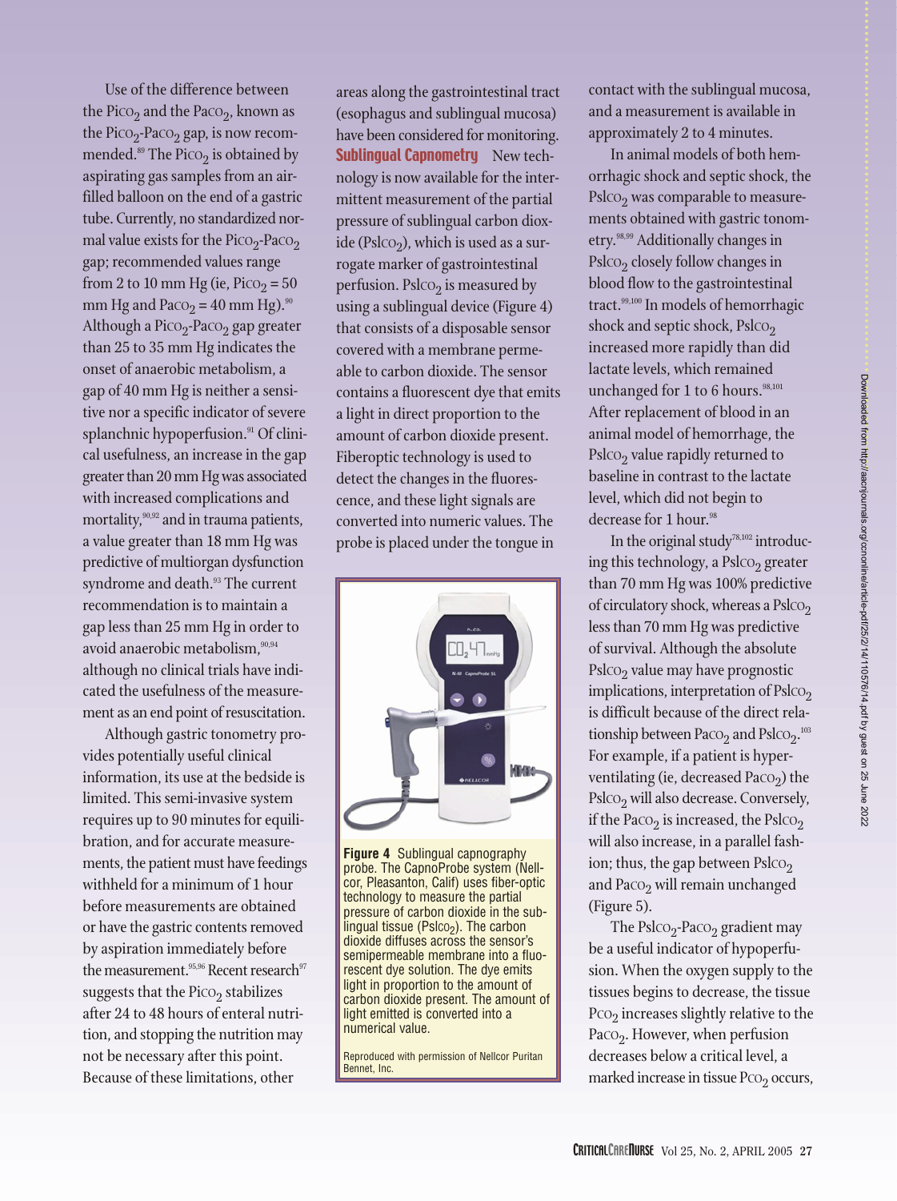Use of the difference between the $Pi_{CO_2}$ and the $Pa_{CO_2}$, known as the $Pi_{CO_2}$-$Pa_{CO_2}$ gap, is now recommended.[89] The $Pi_{CO_2}$ is obtained by aspirating gas samples from an air-filled balloon on the end of a gastric tube. Currently, no standardized normal value exists for the $Pi_{CO_2}$-$Pa_{CO_2}$ gap; recommended values range from 2 to 10 mm Hg (ie, $Pi_{CO_2}$ = 50 mm Hg and $Pa_{CO_2}$ = 40 mm Hg).[90] Although a $Pi_{CO_2}$-$Pa_{CO_2}$ gap greater than 25 to 35 mm Hg indicates the onset of anaerobic metabolism, a gap of 40 mm Hg is neither a sensitive nor a specific indicator of severe splanchnic hypoperfusion.[91] Of clinical usefulness, an increase in the gap greater than 20 mm Hg was associated with increased complications and mortality,[90,92] and in trauma patients, a value greater than 18 mm Hg was predictive of multiorgan dysfunction syndrome and death.[93] The current recommendation is to maintain a gap less than 25 mm Hg in order to avoid anaerobic metabolism,[90,94] although no clinical trials have indicated the usefulness of the measurement as an end point of resuscitation.

Although gastric tonometry provides potentially useful clinical information, its use at the bedside is limited. This semi-invasive system requires up to 90 minutes for equilibration, and for accurate measurements, the patient must have feedings withheld for a minimum of 1 hour before measurements are obtained or have the gastric contents removed by aspiration immediately before the measurement.[95,96] Recent research[97] suggests that the $Pi_{CO_2}$ stabilizes after 24 to 48 hours of enteral nutrition, and stopping the nutrition may not be necessary after this point. Because of these limitations, other areas along the gastrointestinal tract (esophagus and sublingual mucosa) have been considered for monitoring.

**Sublingual Capnometry** New technology is now available for the intermittent measurement of the partial pressure of sublingual carbon dioxide ($Psl_{CO_2}$), which is used as a surrogate marker of gastrointestinal perfusion. $Psl_{CO_2}$ is measured by using a sublingual device (Figure 4) that consists of a disposable sensor covered with a membrane permeable to carbon dioxide. The sensor contains a fluorescent dye that emits a light in direct proportion to the amount of carbon dioxide present. Fiberoptic technology is used to detect the changes in the fluorescence, and these light signals are converted into numeric values. The probe is placed under the tongue in contact with the sublingual mucosa, and a measurement is available in approximately 2 to 4 minutes.

**Figure 4** Sublingual capnography probe. The CapnoProbe system (Nellcor, Pleasanton, Calif) uses fiber-optic technology to measure the partial pressure of carbon dioxide in the sublingual tissue ($Psl_{CO_2}$). The carbon dioxide diffuses across the sensor's semipermeable membrane into a fluorescent dye solution. The dye emits light in proportion to the amount of carbon dioxide present. The amount of light emitted is converted into a numerical value.

Reproduced with permission of Nellcor Puritan Bennet, Inc.

In animal models of both hemorrhagic shock and septic shock, the $Psl_{CO_2}$ was comparable to measurements obtained with gastric tonometry.[98,99] Additionally changes in $Psl_{CO_2}$ closely follow changes in blood flow to the gastrointestinal tract.[99,100] In models of hemorrhagic shock and septic shock, $Psl_{CO_2}$ increased more rapidly than did lactate levels, which remained unchanged for 1 to 6 hours.[98,101] After replacement of blood in an animal model of hemorrhage, the $Psl_{CO_2}$ value rapidly returned to baseline in contrast to the lactate level, which did not begin to decrease for 1 hour.[98]

In the original study[78,102] introducing this technology, a $Psl_{CO_2}$ greater than 70 mm Hg was 100% predictive of circulatory shock, whereas a $Psl_{CO_2}$ less than 70 mm Hg was predictive of survival. Although the absolute $Psl_{CO_2}$ value may have prognostic implications, interpretation of $Psl_{CO_2}$ is difficult because of the direct relationship between $Pa_{CO_2}$ and $Psl_{CO_2}$.[103] For example, if a patient is hyperventilating (ie, decreased $Pa_{CO_2}$) the $Psl_{CO_2}$ will also decrease. Conversely, if the $Pa_{CO_2}$ is increased, the $Psl_{CO_2}$ will also increase, in a parallel fashion; thus, the gap between $Psl_{CO_2}$ and $Pa_{CO_2}$ will remain unchanged (Figure 5).

The $Psl_{CO_2}$-$Pa_{CO_2}$ gradient may be a useful indicator of hypoperfusion. When the oxygen supply to the tissues begins to decrease, the tissue $P_{CO_2}$ increases slightly relative to the $Pa_{CO_2}$. However, when perfusion decreases below a critical level, a marked increase in tissue $P_{CO_2}$ occurs,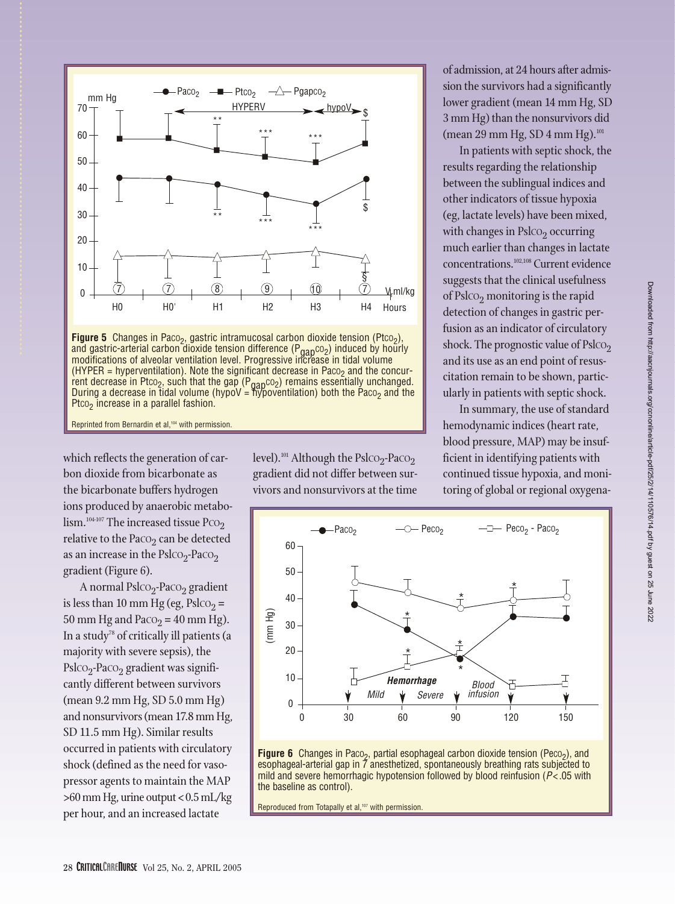**Figure 5** Changes in $Paco_2$, gastric intramucosal carbon dioxide tension ($Ptco_2$), and gastric-arterial carbon dioxide tension difference ($P_{gap}co_2$) induced by hourly modifications of alveolar ventilation level. Progressive increase in tidal volume (HYPER = hyperventilation). Note the significant decrease in $Paco_2$ and the concurrent decrease in $Ptco_2$, such that the gap ($P_{gap}co_2$) remains essentially unchanged. During a decrease in tidal volume (hypoV = hypoventilation) both the $Paco_2$ and the $Ptco_2$ increase in a parallel fashion.

Reprinted from Bernardin et al,[104] with permission.

which reflects the generation of carbon dioxide from bicarbonate as the bicarbonate buffers hydrogen ions produced by anaerobic metabolism.[104-107] The increased tissue $Pco_2$ relative to the $Paco_2$ can be detected as an increase in the $Pslco_2$-$Paco_2$ gradient (Figure 6).

A normal $Pslco_2$-$Paco_2$ gradient is less than 10 mm Hg (eg, $Pslco_2$ = 50 mm Hg and $Paco_2$ = 40 mm Hg). In a study[78] of critically ill patients (a majority with severe sepsis), the $Pslco_2$-$Paco_2$ gradient was significantly different between survivors (mean 9.2 mm Hg, SD 5.0 mm Hg) and nonsurvivors (mean 17.8 mm Hg, SD 11.5 mm Hg). Similar results occurred in patients with circulatory shock (defined as the need for vasopressor agents to maintain the MAP >60 mm Hg, urine output < 0.5 mL/kg per hour, and an increased lactate level).[101] Although the $Pslco_2$-$Paco_2$ gradient did not differ between survivors and nonsurvivors at the time of admission, at 24 hours after admission the survivors had a significantly lower gradient (mean 14 mm Hg, SD 3 mm Hg) than the nonsurvivors did (mean 29 mm Hg, SD 4 mm Hg).[101]

In patients with septic shock, the results regarding the relationship between the sublingual indices and other indicators of tissue hypoxia (eg, lactate levels) have been mixed, with changes in $Pslco_2$ occurring much earlier than changes in lactate concentrations.[102,108] Current evidence suggests that the clinical usefulness of $Pslco_2$ monitoring is the rapid detection of changes in gastric perfusion as an indicator of circulatory shock. The prognostic value of $Pslco_2$ and its use as an end point of resuscitation remain to be shown, particularly in patients with septic shock.

In summary, the use of standard hemodynamic indices (heart rate, blood pressure, MAP) may be insufficient in identifying patients with continued tissue hypoxia, and monitoring of global or regional oxygena-

**Figure 6** Changes in $Paco_2$, partial esophageal carbon dioxide tension ($Peco_2$), and esophageal-arterial gap in 7 anesthetized, spontaneously breathing rats subjected to mild and severe hemorrhagic hypotension followed by blood reinfusion ($P$ < .05 with the baseline as control).

Reproduced from Totapally et al,[107] with permission.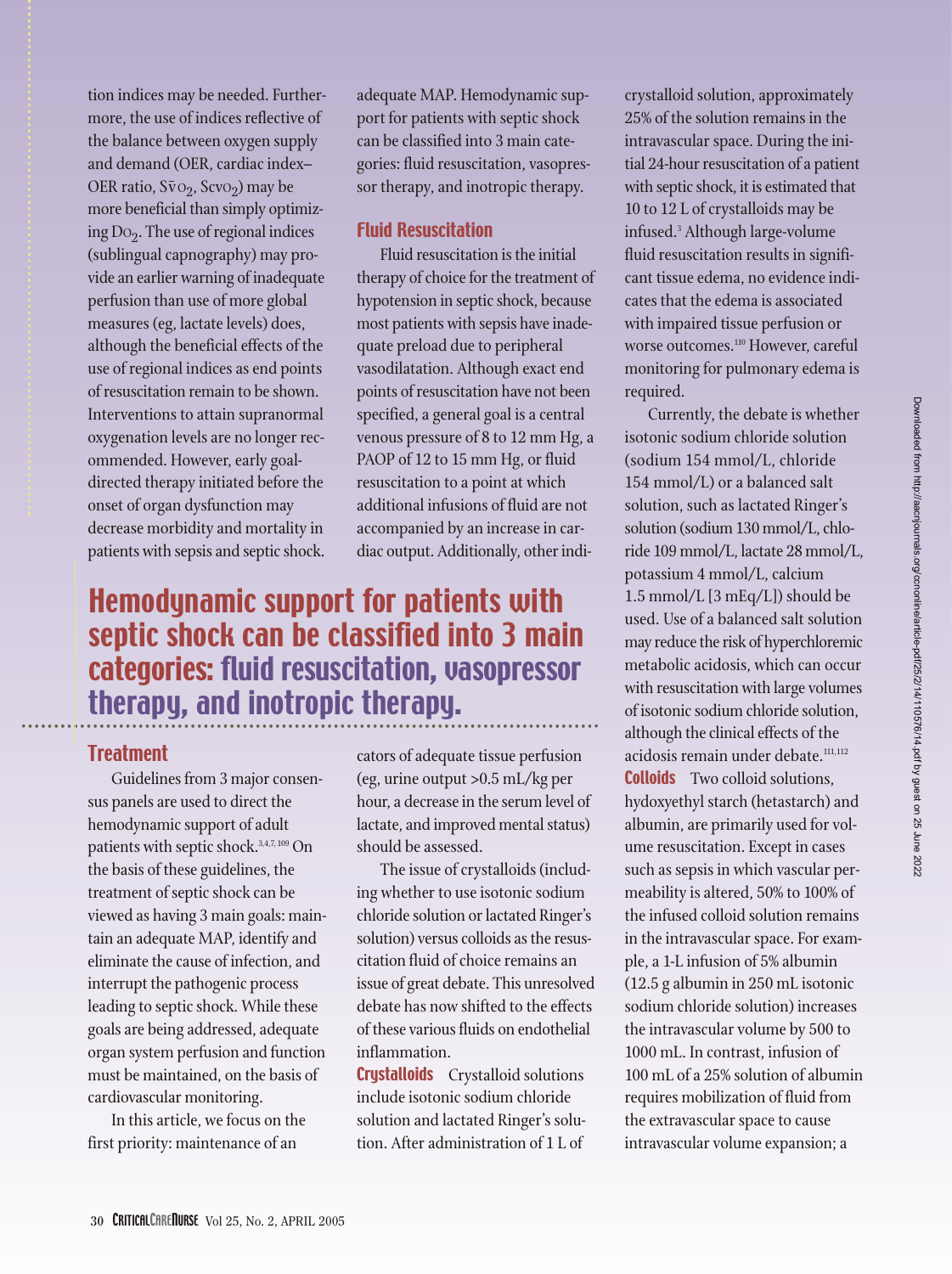tion indices may be needed. Furthermore, the use of indices reflective of the balance between oxygen supply and demand (OER, cardiac index–OER ratio, $S\bar{v}O_2$, $ScvO_2$) may be more beneficial than simply optimizing $DO_2$. The use of regional indices (sublingual capnography) may provide an earlier warning of inadequate perfusion than use of more global measures (eg, lactate levels) does, although the beneficial effects of the use of regional indices as end points of resuscitation remain to be shown. Interventions to attain supranormal oxygenation levels are no longer recommended. However, early goal-directed therapy initiated before the onset of organ dysfunction may decrease morbidity and mortality in patients with sepsis and septic shock.

## Treatment

Guidelines from 3 major consensus panels are used to direct the hemodynamic support of adult patients with septic shock.[3,4,7,109] On the basis of these guidelines, the treatment of septic shock can be viewed as having 3 main goals: maintain an adequate MAP, identify and eliminate the cause of infection, and interrupt the pathogenic process leading to septic shock. While these goals are being addressed, adequate organ system perfusion and function must be maintained, on the basis of cardiovascular monitoring.

In this article, we focus on the first priority: maintenance of an adequate MAP. Hemodynamic support for patients with septic shock can be classified into 3 main categories: fluid resuscitation, vasopressor therapy, and inotropic therapy.

**Hemodynamic support for patients with septic shock can be classified into 3 main categories: fluid resuscitation, vasopressor therapy, and inotropic therapy.**

### Fluid Resuscitation

Fluid resuscitation is the initial therapy of choice for the treatment of hypotension in septic shock, because most patients with sepsis have inadequate preload due to peripheral vasodilatation. Although exact end points of resuscitation have not been specified, a general goal is a central venous pressure of 8 to 12 mm Hg, a PAOP of 12 to 15 mm Hg, or fluid resuscitation to a point at which additional infusions of fluid are not accompanied by an increase in cardiac output. Additionally, other indicators of adequate tissue perfusion (eg, urine output >0.5 mL/kg per hour, a decrease in the serum level of lactate, and improved mental status) should be assessed.

The issue of crystalloids (including whether to use isotonic sodium chloride solution or lactated Ringer's solution) versus colloids as the resuscitation fluid of choice remains an issue of great debate. This unresolved debate has now shifted to the effects of these various fluids on endothelial inflammation.

**Crystalloids** Crystalloid solutions include isotonic sodium chloride solution and lactated Ringer's solution. After administration of 1 L of crystalloid solution, approximately 25% of the solution remains in the intravascular space. During the initial 24-hour resuscitation of a patient with septic shock, it is estimated that 10 to 12 L of crystalloids may be infused.[3] Although large-volume fluid resuscitation results in significant tissue edema, no evidence indicates that the edema is associated with impaired tissue perfusion or worse outcomes.[110] However, careful monitoring for pulmonary edema is required.

Currently, the debate is whether isotonic sodium chloride solution (sodium 154 mmol/L, chloride 154 mmol/L) or a balanced salt solution, such as lactated Ringer's solution (sodium 130 mmol/L, chloride 109 mmol/L, lactate 28 mmol/L, potassium 4 mmol/L, calcium 1.5 mmol/L [3 mEq/L]) should be used. Use of a balanced salt solution may reduce the risk of hyperchloremic metabolic acidosis, which can occur with resuscitation with large volumes of isotonic sodium chloride solution, although the clinical effects of the acidosis remain under debate.[111,112]

**Colloids** Two colloid solutions, hydoxyethyl starch (hetastarch) and albumin, are primarily used for volume resuscitation. Except in cases such as sepsis in which vascular permeability is altered, 50% to 100% of the infused colloid solution remains in the intravascular space. For example, a 1-L infusion of 5% albumin (12.5 g albumin in 250 mL isotonic sodium chloride solution) increases the intravascular volume by 500 to 1000 mL. In contrast, infusion of 100 mL of a 25% solution of albumin requires mobilization of fluid from the extravascular space to cause intravascular volume expansion; a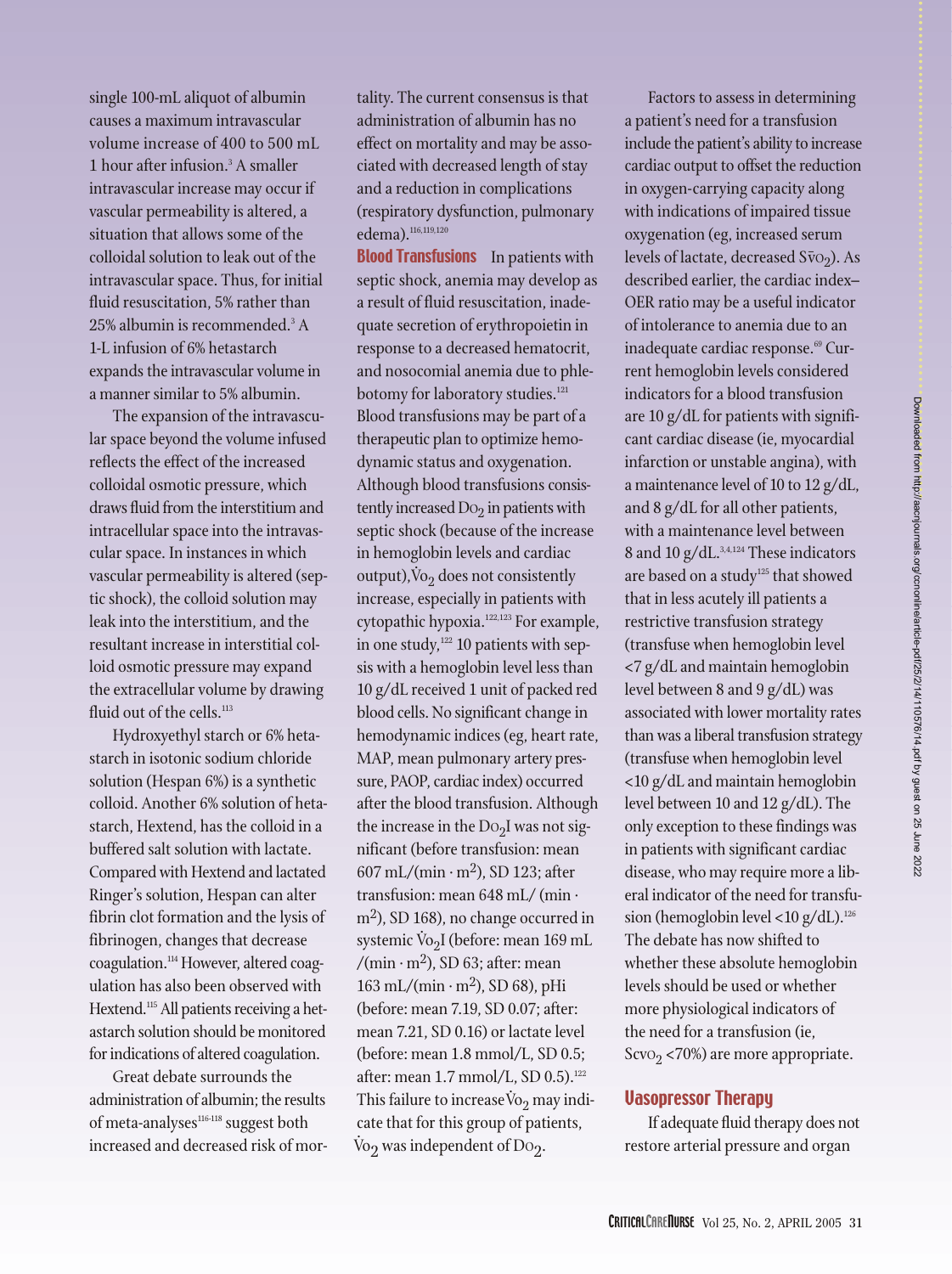single 100-mL aliquot of albumin causes a maximum intravascular volume increase of 400 to 500 mL 1 hour after infusion.[3] A smaller intravascular increase may occur if vascular permeability is altered, a situation that allows some of the colloidal solution to leak out of the intravascular space. Thus, for initial fluid resuscitation, 5% rather than 25% albumin is recommended.[3] A 1-L infusion of 6% hetastarch expands the intravascular volume in a manner similar to 5% albumin.

The expansion of the intravascular space beyond the volume infused reflects the effect of the increased colloidal osmotic pressure, which draws fluid from the interstitium and intracellular space into the intravascular space. In instances in which vascular permeability is altered (septic shock), the colloid solution may leak into the interstitium, and the resultant increase in interstitial colloid osmotic pressure may expand the extracellular volume by drawing fluid out of the cells.[113]

Hydroxyethyl starch or 6% hetastarch in isotonic sodium chloride solution (Hespan 6%) is a synthetic colloid. Another 6% solution of hetastarch, Hextend, has the colloid in a buffered salt solution with lactate. Compared with Hextend and lactated Ringer's solution, Hespan can alter fibrin clot formation and the lysis of fibrinogen, changes that decrease coagulation.[114] However, altered coagulation has also been observed with Hextend.[115] All patients receiving a hetastarch solution should be monitored for indications of altered coagulation.

Great debate surrounds the administration of albumin; the results of meta-analyses[116-118] suggest both increased and decreased risk of mortality. The current consensus is that administration of albumin has no effect on mortality and may be associated with decreased length of stay and a reduction in complications (respiratory dysfunction, pulmonary edema).[116,119,120]

**Blood Transfusions** In patients with septic shock, anemia may develop as a result of fluid resuscitation, inadequate secretion of erythropoietin in response to a decreased hematocrit, and nosocomial anemia due to phlebotomy for laboratory studies.[121] Blood transfusions may be part of a therapeutic plan to optimize hemodynamic status and oxygenation. Although blood transfusions consistently increased $DO_2$ in patients with septic shock (because of the increase in hemoglobin levels and cardiac output), $\dot{V}O_2$ does not consistently increase, especially in patients with cytopathic hypoxia.[122,123] For example, in one study,[122] 10 patients with sepsis with a hemoglobin level less than 10 g/dL received 1 unit of packed red blood cells. No significant change in hemodynamic indices (eg, heart rate, MAP, mean pulmonary artery pressure, PAOP, cardiac index) occurred after the blood transfusion. Although the increase in the $DO_2I$ was not significant (before transfusion: mean 607 mL/(min · m$^2$), SD 123; after transfusion: mean 648 mL/ (min · m$^2$), SD 168), no change occurred in systemic $\dot{V}O_2I$ (before: mean 169 mL /(min · m$^2$), SD 63; after: mean 163 mL/(min · m$^2$), SD 68), pHi (before: mean 7.19, SD 0.07; after: mean 7.21, SD 0.16) or lactate level (before: mean 1.8 mmol/L, SD 0.5; after: mean 1.7 mmol/L, SD 0.5).[122] This failure to increase $\dot{V}O_2$ may indicate that for this group of patients, $\dot{V}O_2$ was independent of $DO_2$.

Factors to assess in determining a patient's need for a transfusion include the patient's ability to increase cardiac output to offset the reduction in oxygen-carrying capacity along with indications of impaired tissue oxygenation (eg, increased serum levels of lactate, decreased $S\bar{v}O_2$). As described earlier, the cardiac index–OER ratio may be a useful indicator of intolerance to anemia due to an inadequate cardiac response.[69] Current hemoglobin levels considered indicators for a blood transfusion are 10 g/dL for patients with significant cardiac disease (ie, myocardial infarction or unstable angina), with a maintenance level of 10 to 12 g/dL, and 8 g/dL for all other patients, with a maintenance level between 8 and 10 g/dL.[3,4,124] These indicators are based on a study[125] that showed that in less acutely ill patients a restrictive transfusion strategy (transfuse when hemoglobin level <7 g/dL and maintain hemoglobin level between 8 and 9 g/dL) was associated with lower mortality rates than was a liberal transfusion strategy (transfuse when hemoglobin level <10 g/dL and maintain hemoglobin level between 10 and 12 g/dL). The only exception to these findings was in patients with significant cardiac disease, who may require more a liberal indicator of the need for transfusion (hemoglobin level <10 g/dL).[126] The debate has now shifted to whether these absolute hemoglobin levels should be used or whether more physiological indicators of the need for a transfusion (ie, $ScvO_2$ <70%) are more appropriate.

## Vasopressor Therapy

If adequate fluid therapy does not restore arterial pressure and organ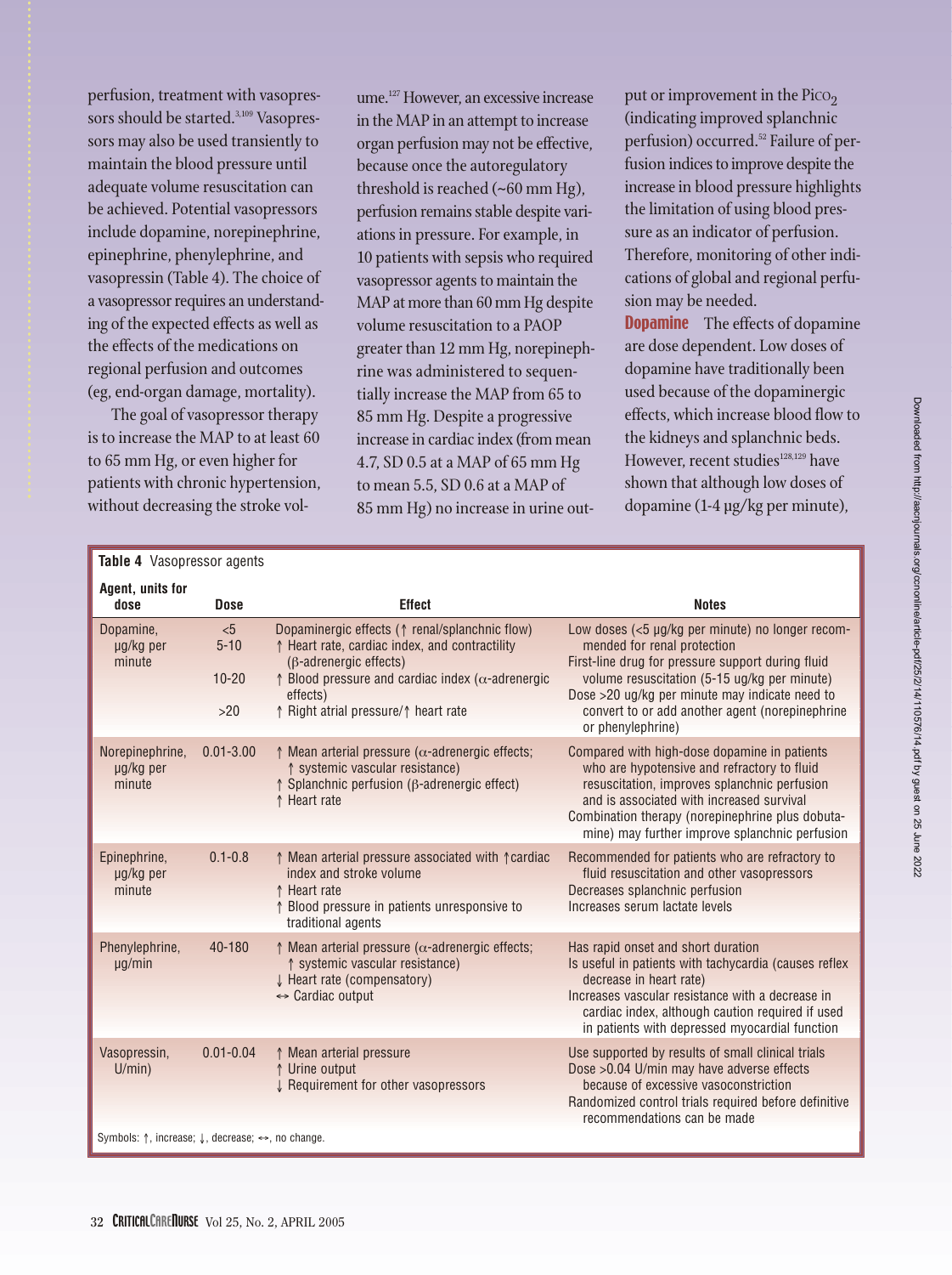perfusion, treatment with vasopressors should be started.[3,109] Vasopressors may also be used transiently to maintain the blood pressure until adequate volume resuscitation can be achieved. Potential vasopressors include dopamine, norepinephrine, epinephrine, phenylephrine, and vasopressin (Table 4). The choice of a vasopressor requires an understanding of the expected effects as well as the effects of the medications on regional perfusion and outcomes (eg, end-organ damage, mortality).

The goal of vasopressor therapy is to increase the MAP to at least 60 to 65 mm Hg, or even higher for patients with chronic hypertension, without decreasing the stroke volume.[127] However, an excessive increase in the MAP in an attempt to increase organ perfusion may not be effective, because once the autoregulatory threshold is reached (~60 mm Hg), perfusion remains stable despite variations in pressure. For example, in 10 patients with sepsis who required vasopressor agents to maintain the MAP at more than 60 mm Hg despite volume resuscitation to a PAOP greater than 12 mm Hg, norepinephrine was administered to sequentially increase the MAP from 65 to 85 mm Hg. Despite a progressive increase in cardiac index (from mean 4.7, SD 0.5 at a MAP of 65 mm Hg to mean 5.5, SD 0.6 at a MAP of 85 mm Hg) no increase in urine output or improvement in the $Pi_{CO_2}$ (indicating improved splanchnic perfusion) occurred.[52] Failure of perfusion indices to improve despite the increase in blood pressure highlights the limitation of using blood pressure as an indicator of perfusion. Therefore, monitoring of other indications of global and regional perfusion may be needed.

**Dopamine** The effects of dopamine are dose dependent. Low doses of dopamine have traditionally been used because of the dopaminergic effects, which increase blood flow to the kidneys and splanchnic beds. However, recent studies[128,129] have shown that although low doses of dopamine (1-4 µg/kg per minute),

**Table 4** Vasopressor agents

| Agent, units for dose | Dose | Effect | Notes |
|---|---|---|---|
| Dopamine, µg/kg per minute | <5<br>5-10<br><br>10-20<br><br>>20 | Dopaminergic effects (↑ renal/splanchnic flow)<br>↑ Heart rate, cardiac index, and contractility (β-adrenergic effects)<br>↑ Blood pressure and cardiac index (α-adrenergic effects)<br>↑ Right atrial pressure/↑ heart rate | Low doses (<5 µg/kg per minute) no longer recommended for renal protection<br>First-line drug for pressure support during fluid volume resuscitation (5-15 ug/kg per minute)<br>Dose >20 ug/kg per minute may indicate need to convert to or add another agent (norepinephrine or phenylephrine) |
| Norepinephrine, µg/kg per minute | 0.01-3.00 | ↑ Mean arterial pressure (α-adrenergic effects; ↑ systemic vascular resistance)<br>↑ Splanchnic perfusion (β-adrenergic effect)<br>↑ Heart rate | Compared with high-dose dopamine in patients who are hypotensive and refractory to fluid resuscitation, improves splanchnic perfusion and is associated with increased survival<br>Combination therapy (norepinephrine plus dobutamine) may further improve splanchnic perfusion |
| Epinephrine, µg/kg per minute | 0.1-0.8 | ↑ Mean arterial pressure associated with ↑cardiac index and stroke volume<br>↑ Heart rate<br>↑ Blood pressure in patients unresponsive to traditional agents | Recommended for patients who are refractory to fluid resuscitation and other vasopressors<br>Decreases splanchnic perfusion<br>Increases serum lactate levels |
| Phenylephrine, µg/min | 40-180 | ↑ Mean arterial pressure (α-adrenergic effects; ↑ systemic vascular resistance)<br>↓ Heart rate (compensatory)<br>↔ Cardiac output | Has rapid onset and short duration<br>Is useful in patients with tachycardia (causes reflex decrease in heart rate)<br>Increases vascular resistance with a decrease in cardiac index, although caution required if used in patients with depressed myocardial function |
| Vasopressin, U/min) | 0.01-0.04 | ↑ Mean arterial pressure<br>↑ Urine output<br>↓ Requirement for other vasopressors | Use supported by results of small clinical trials<br>Dose >0.04 U/min may have adverse effects because of excessive vasoconstriction<br>Randomized control trials required before definitive recommendations can be made |

Symbols: ↑, increase; ↓, decrease; ↔, no change.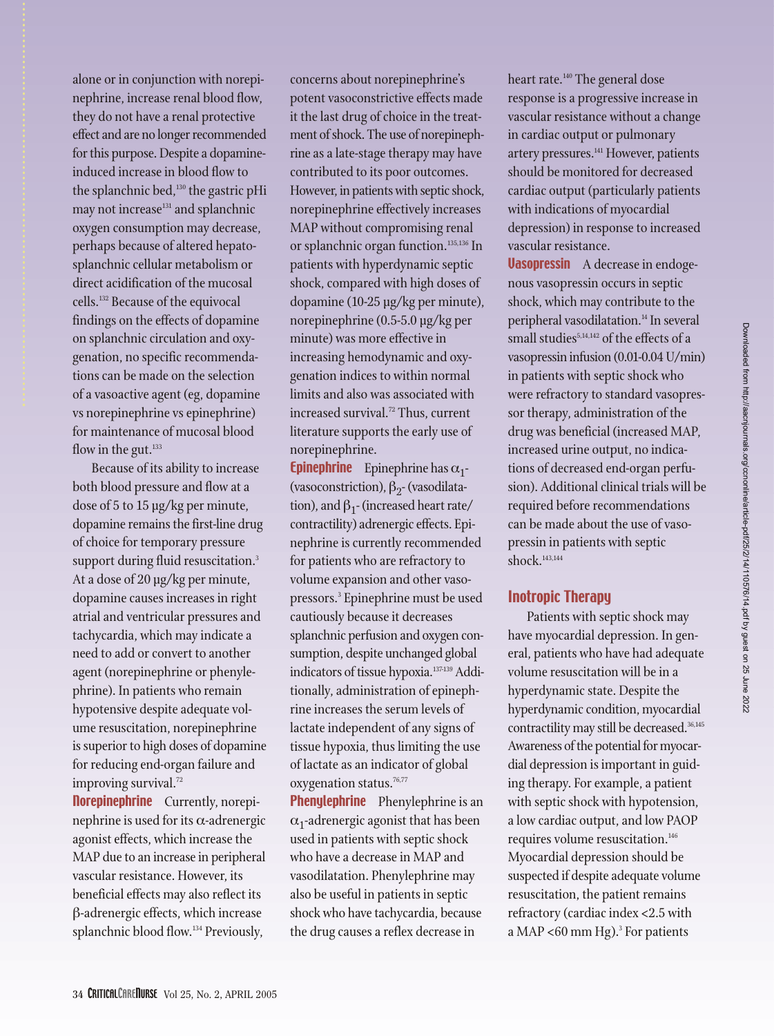alone or in conjunction with norepinephrine, increase renal blood flow, they do not have a renal protective effect and are no longer recommended for this purpose. Despite a dopamine-induced increase in blood flow to the splanchnic bed,[130] the gastric pHi may not increase[131] and splanchnic oxygen consumption may decrease, perhaps because of altered hepatosplanchnic cellular metabolism or direct acidification of the mucosal cells.[132] Because of the equivocal findings on the effects of dopamine on splanchnic circulation and oxygenation, no specific recommendations can be made on the selection of a vasoactive agent (eg, dopamine vs norepinephrine vs epinephrine) for maintenance of mucosal blood flow in the gut.[133]

Because of its ability to increase both blood pressure and flow at a dose of 5 to 15 μg/kg per minute, dopamine remains the first-line drug of choice for temporary pressure support during fluid resuscitation.[3] At a dose of 20 μg/kg per minute, dopamine causes increases in right atrial and ventricular pressures and tachycardia, which may indicate a need to add or convert to another agent (norepinephrine or phenylephrine). In patients who remain hypotensive despite adequate volume resuscitation, norepinephrine is superior to high doses of dopamine for reducing end-organ failure and improving survival.[72]

**Norepinephrine** Currently, norepinephrine is used for its α-adrenergic agonist effects, which increase the MAP due to an increase in peripheral vascular resistance. However, its beneficial effects may also reflect its β-adrenergic effects, which increase splanchnic blood flow.[134] Previously, concerns about norepinephrine's potent vasoconstrictive effects made it the last drug of choice in the treatment of shock. The use of norepinephrine as a late-stage therapy may have contributed to its poor outcomes. However, in patients with septic shock, norepinephrine effectively increases MAP without compromising renal or splanchnic organ function.[135,136] In patients with hyperdynamic septic shock, compared with high doses of dopamine (10-25 μg/kg per minute), norepinephrine (0.5-5.0 μg/kg per minute) was more effective in increasing hemodynamic and oxygenation indices to within normal limits and also was associated with increased survival.[72] Thus, current literature supports the early use of norepinephrine.

**Epinephrine** Epinephrine has $\alpha_1$- (vasoconstriction), $\beta_2$- (vasodilatation), and $\beta_1$- (increased heart rate/contractility) adrenergic effects. Epinephrine is currently recommended for patients who are refractory to volume expansion and other vasopressors.[3] Epinephrine must be used cautiously because it decreases splanchnic perfusion and oxygen consumption, despite unchanged global indicators of tissue hypoxia.[137-139] Additionally, administration of epinephrine increases the serum levels of lactate independent of any signs of tissue hypoxia, thus limiting the use of lactate as an indicator of global oxygenation status.[76,77]

**Phenylephrine** Phenylephrine is an $\alpha_1$-adrenergic agonist that has been used in patients with septic shock who have a decrease in MAP and vasodilatation. Phenylephrine may also be useful in patients in septic shock who have tachycardia, because the drug causes a reflex decrease in heart rate.[140] The general dose response is a progressive increase in vascular resistance without a change in cardiac output or pulmonary artery pressures.[141] However, patients should be monitored for decreased cardiac output (particularly patients with indications of myocardial depression) in response to increased vascular resistance.

**Vasopressin** A decrease in endogenous vasopressin occurs in septic shock, which may contribute to the peripheral vasodilatation.[14] In several small studies[5,14,142] of the effects of a vasopressin infusion (0.01-0.04 U/min) in patients with septic shock who were refractory to standard vasopressor therapy, administration of the drug was beneficial (increased MAP, increased urine output, no indications of decreased end-organ perfusion). Additional clinical trials will be required before recommendations can be made about the use of vasopressin in patients with septic shock.[143,144]

## Inotropic Therapy

Patients with septic shock may have myocardial depression. In general, patients who have had adequate volume resuscitation will be in a hyperdynamic state. Despite the hyperdynamic condition, myocardial contractility may still be decreased.[36,145] Awareness of the potential for myocardial depression is important in guiding therapy. For example, a patient with septic shock with hypotension, a low cardiac output, and low PAOP requires volume resuscitation.[146] Myocardial depression should be suspected if despite adequate volume resuscitation, the patient remains refractory (cardiac index <2.5 with a MAP <60 mm Hg).[3] For patients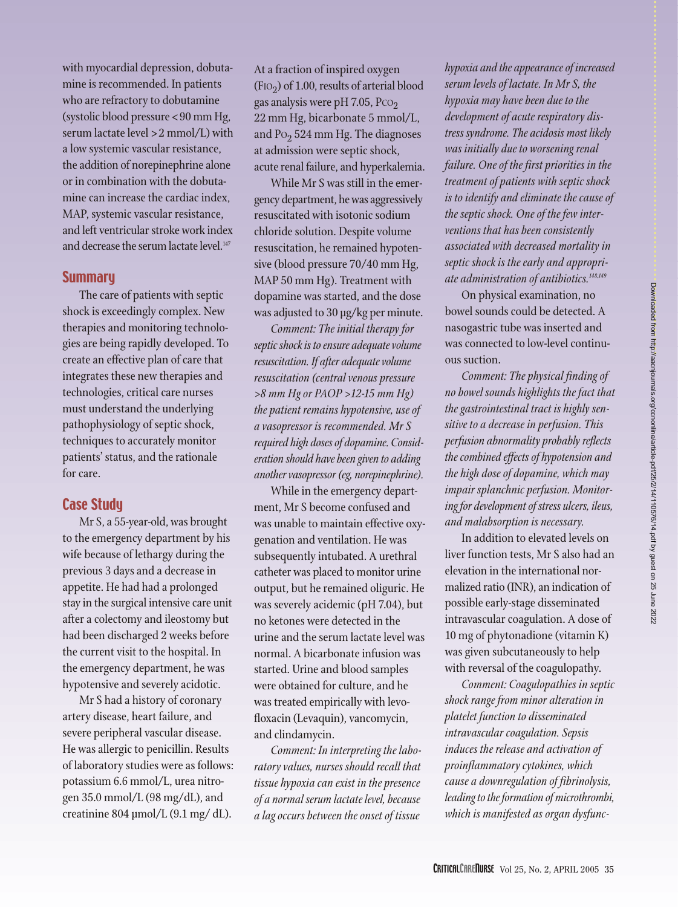with myocardial depression, dobutamine is recommended. In patients who are refractory to dobutamine (systolic blood pressure < 90 mm Hg, serum lactate level > 2 mmol/L) with a low systemic vascular resistance, the addition of norepinephrine alone or in combination with the dobutamine can increase the cardiac index, MAP, systemic vascular resistance, and left ventricular stroke work index and decrease the serum lactate level.[147]

## Summary

The care of patients with septic shock is exceedingly complex. New therapies and monitoring technologies are being rapidly developed. To create an effective plan of care that integrates these new therapies and technologies, critical care nurses must understand the underlying pathophysiology of septic shock, techniques to accurately monitor patients' status, and the rationale for care.

## Case Study

Mr S, a 55-year-old, was brought to the emergency department by his wife because of lethargy during the previous 3 days and a decrease in appetite. He had had a prolonged stay in the surgical intensive care unit after a colectomy and ileostomy but had been discharged 2 weeks before the current visit to the hospital. In the emergency department, he was hypotensive and severely acidotic.

Mr S had a history of coronary artery disease, heart failure, and severe peripheral vascular disease. He was allergic to penicillin. Results of laboratory studies were as follows: potassium 6.6 mmol/L, urea nitrogen 35.0 mmol/L (98 mg/dL), and creatinine 804 µmol/L (9.1 mg/ dL). At a fraction of inspired oxygen ($FIO_2$) of 1.00, results of arterial blood gas analysis were pH 7.05, $PCO_2$ 22 mm Hg, bicarbonate 5 mmol/L, and $PO_2$ 524 mm Hg. The diagnoses at admission were septic shock, acute renal failure, and hyperkalemia.

While Mr S was still in the emergency department, he was aggressively resuscitated with isotonic sodium chloride solution. Despite volume resuscitation, he remained hypotensive (blood pressure 70/40 mm Hg, MAP 50 mm Hg). Treatment with dopamine was started, and the dose was adjusted to 30 µg/kg per minute.

*Comment: The initial therapy for septic shock is to ensure adequate volume resuscitation. If after adequate volume resuscitation (central venous pressure >8 mm Hg or PAOP >12-15 mm Hg) the patient remains hypotensive, use of a vasopressor is recommended. Mr S required high doses of dopamine. Consideration should have been given to adding another vasopressor (eg, norepinephrine).*

While in the emergency department, Mr S become confused and was unable to maintain effective oxygenation and ventilation. He was subsequently intubated. A urethral catheter was placed to monitor urine output, but he remained oliguric. He was severely acidemic (pH 7.04), but no ketones were detected in the urine and the serum lactate level was normal. A bicarbonate infusion was started. Urine and blood samples were obtained for culture, and he was treated empirically with levofloxacin (Levaquin), vancomycin, and clindamycin.

*Comment: In interpreting the laboratory values, nurses should recall that tissue hypoxia can exist in the presence of a normal serum lactate level, because a lag occurs between the onset of tissue hypoxia and the appearance of increased serum levels of lactate. In Mr S, the hypoxia may have been due to the development of acute respiratory distress syndrome. The acidosis most likely was initially due to worsening renal failure. One of the first priorities in the treatment of patients with septic shock is to identify and eliminate the cause of the septic shock. One of the few interventions that has been consistently associated with decreased mortality in septic shock is the early and appropriate administration of antibiotics.[148,149]*

On physical examination, no bowel sounds could be detected. A nasogastric tube was inserted and was connected to low-level continuous suction.

*Comment: The physical finding of no bowel sounds highlights the fact that the gastrointestinal tract is highly sensitive to a decrease in perfusion. This perfusion abnormality probably reflects the combined effects of hypotension and the high dose of dopamine, which may impair splanchnic perfusion. Monitoring for development of stress ulcers, ileus, and malabsorption is necessary.*

In addition to elevated levels on liver function tests, Mr S also had an elevation in the international normalized ratio (INR), an indication of possible early-stage disseminated intravascular coagulation. A dose of 10 mg of phytonadione (vitamin K) was given subcutaneously to help with reversal of the coagulopathy.

*Comment: Coagulopathies in septic shock range from minor alteration in platelet function to disseminated intravascular coagulation. Sepsis induces the release and activation of proinflammatory cytokines, which cause a downregulation of fibrinolysis, leading to the formation of microthrombi, which is manifested as organ dysfunc-*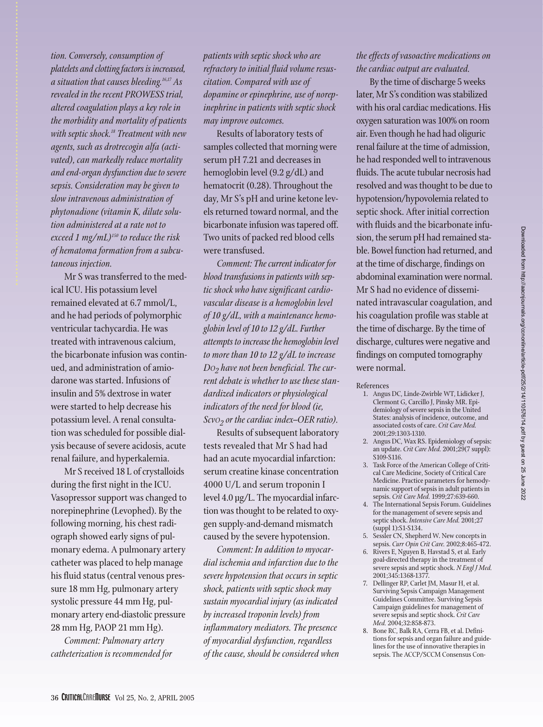*tion. Conversely, consumption of platelets and clotting factors is increased, a situation that causes bleeding.[16,17] As revealed in the recent PROWESS trial, altered coagulation plays a key role in the morbidity and mortality of patients with septic shock.[18] Treatment with new agents, such as drotrecogin alfa (activated), can markedly reduce mortality and end-organ dysfunction due to severe sepsis. Consideration may be given to slow intravenous administration of phytonadione (vitamin K, dilute solution administered at a rate not to exceed 1 mg/mL)[150] to reduce the risk of hematoma formation from a subcutaneous injection.*

Mr S was transferred to the medical ICU. His potassium level remained elevated at 6.7 mmol/L, and he had periods of polymorphic ventricular tachycardia. He was treated with intravenous calcium, the bicarbonate infusion was continued, and administration of amiodarone was started. Infusions of insulin and 5% dextrose in water were started to help decrease his potassium level. A renal consultation was scheduled for possible dialysis because of severe acidosis, acute renal failure, and hyperkalemia.

Mr S received 18 L of crystalloids during the first night in the ICU. Vasopressor support was changed to norepinephrine (Levophed). By the following morning, his chest radiograph showed early signs of pulmonary edema. A pulmonary artery catheter was placed to help manage his fluid status (central venous pressure 18 mm Hg, pulmonary artery systolic pressure 44 mm Hg, pulmonary artery end-diastolic pressure 28 mm Hg, PAOP 21 mm Hg).

*Comment: Pulmonary artery catheterization is recommended for patients with septic shock who are refractory to initial fluid volume resuscitation. Compared with use of dopamine or epinephrine, use of norepinephrine in patients with septic shock may improve outcomes.*

Results of laboratory tests of samples collected that morning were serum pH 7.21 and decreases in hemoglobin level (9.2 g/dL) and hematocrit (0.28). Throughout the day, Mr S's pH and urine ketone levels returned toward normal, and the bicarbonate infusion was tapered off. Two units of packed red blood cells were transfused.

*Comment: The current indicator for blood transfusions in patients with septic shock who have significant cardiovascular disease is a hemoglobin level of 10 g/dL, with a maintenance hemoglobin level of 10 to 12 g/dL. Further attempts to increase the hemoglobin level to more than 10 to 12 g/dL to increase $DO_2$ have not been beneficial. The current debate is whether to use these standardized indicators or physiological indicators of the need for blood (ie, $ScvO_2$ or the cardiac index–OER ratio).*

Results of subsequent laboratory tests revealed that Mr S had had an acute myocardial infarction: serum creatine kinase concentration 4000 U/L and serum troponin I level 4.0 µg/L. The myocardial infarction was thought to be related to oxygen supply-and-demand mismatch caused by the severe hypotension.

*Comment: In addition to myocardial ischemia and infarction due to the severe hypotension that occurs in septic shock, patients with septic shock may sustain myocardial injury (as indicated by increased troponin levels) from inflammatory mediators. The presence of myocardial dysfunction, regardless of the cause, should be considered when the effects of vasoactive medications on the cardiac output are evaluated.*

By the time of discharge 5 weeks later, Mr S's condition was stabilized with his oral cardiac medications. His oxygen saturation was 100% on room air. Even though he had had oliguric renal failure at the time of admission, he had responded well to intravenous fluids. The acute tubular necrosis had resolved and was thought to be due to hypotension/hypovolemia related to septic shock. After initial correction with fluids and the bicarbonate infusion, the serum pH had remained stable. Bowel function had returned, and at the time of discharge, findings on abdominal examination were normal. Mr S had no evidence of disseminated intravascular coagulation, and his coagulation profile was stable at the time of discharge. By the time of discharge, cultures were negative and findings on computed tomography were normal.

References

1. Angus DC, Linde-Zwirble WT, Lidicker J, Clermont G, Carcillo J, Pinsky MR. Epidemiology of severe sepsis in the United States: analysis of incidence, outcome, and associated costs of care. *Crit Care Med.* 2001;29:1303-1310.
2. Angus DC, Wax RS. Epidemiology of sepsis: an update. *Crit Care Med.* 2001;29(7 suppl): S109-S116.
3. Task Force of the American College of Critical Care Medicine, Society of Critical Care Medicine. Practice parameters for hemodynamic support of sepsis in adult patients in sepsis. *Crit Care Med.* 1999;27:639-660.
4. The International Sepsis Forum. Guidelines for the management of severe sepsis and septic shock. *Intensive Care Med.* 2001;27 (suppl 1):S1-S134.
5. Sessler CN, Shepherd W. New concepts in sepsis. *Curr Opin Crit Care.* 2002;8:465-472.
6. Rivers E, Nguyen B, Havstad S, et al. Early goal-directed therapy in the treatment of severe sepsis and septic shock. *N Engl J Med.* 2001;345:1368-1377.
7. Dellinger RP, Carlet JM, Masur H, et al. Surviving Sepsis Campaign Management Guidelines Committee. Surviving Sepsis Campaign guidelines for management of severe sepsis and septic shock. *Crit Care Med.* 2004;32:858-873.
8. Bone RC, Balk RA, Cerra FB, et al. Definitions for sepsis and organ failure and guidelines for the use of innovative therapies in sepsis. The ACCP/SCCM Consensus Con-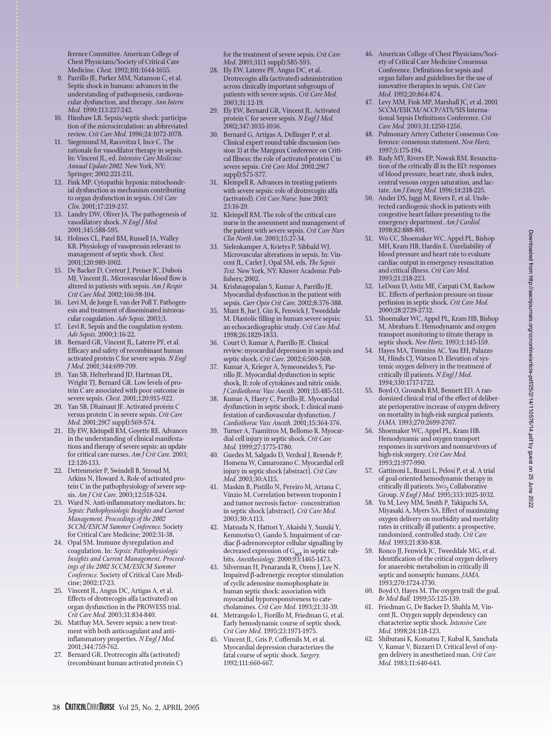ference Committee. American College of Chest Physicians/Society of Critical Care Medicine. *Chest.* 1992;101:1644-1655.

9. Parrillo JE, Parker MM, Natanson C, et al. Septic shock in humans: advances in the understanding of pathogenesis, cardiovascular dysfunction, and therapy. *Ann Intern Med.* 1990;113:227-242.
10. Hinshaw LB. Sepsis/septic shock: participation of the microcirculation: an abbreviated review. *Crit Care Med.* 1996;24:1072-1078.
11. Siegemund M, Racovitza I, Ince C. The rationale for vasodilator therapy in sepsis. In: Vincent JL, ed. *Intensive Care Medicine: Annual Update 2002.* New York, NY: Springer; 2002:221-231.
12. Fink MP. Cytopathic hypoxia: mitochondrial dysfunction as mechanism contributing to organ dysfunction in sepsis. *Crit Care Clin.* 2001;17:219-237.
13. Landry DW, Oliver JA. The pathogenesis of vasodilatory shock. *N Engl J Med.* 2001;345:588-595.
14. Holmes CL, Patel BM, Russell JA, Walley KR. Physiology of vasopressin relevant to management of septic shock. *Chest.* 2001;120:989-1002.
15. De Backer D, Creteur J, Preiser JC, Dubois MJ, Vincent JL. Microvascular blood flow is altered in patients with sepsis. *Am J Respir Crit Care Med.* 2002;166:98-104.
16. Levi M, de Jonge E, van der Poll T. Pathogenesis and treatment of disseminated intravascular coagulation. *Adv Sepsis.* 2003;3.
17. Levi R. Sepsis and the coagulation system. *Adv Sepsis.* 2000;1:16-22.
18. Bernard GR, Vincent JL, Laterre PF, et al. Efficacy and safety of recombinant human activated protein C for severe sepsis. *N Engl J Med.* 2001;344:699-709.
19. Yan SB, Helterbrand JD, Hartman DL, Wright TJ, Bernard GR. Low levels of protein C are associated with poor outcome in severe sepsis. *Chest.* 2001;120:915-922.
20. Yan SB, Dhainaut JF. Activated protein C versus protein C in severe sepsis. *Crit Care Med.* 2001;29(7 suppl):S69-S74.
21. Ely EW, Kleinpell RM, Goyette RE. Advances in the understanding of clinical manifestations and therapy of severe sepsis: an update for critical care nurses. *Am J Crit Care.* 2003; 12:120-133.
22. Dettenmeier P, Swindell B, Stroud M, Arkins N, Howard A. Role of activated protein C in the pathophysiology of severe sepsis. *Am J Crit Care.* 2003;12:518-524.
23. Ward N. Anti-inflammatory mediators. In: *Sepsis: Pathophysiologic Insights and Current Management. Proceedings of the 2002 SCCM/ESICM Summer Conference.* Society for Critical Care Medicine; 2002:31-38.
24. Opal SM. Immune dysregulation and coagulation. In: *Sepsis: Pathophysiologic Insights and Current Management. Proceedings of the 2002 SCCM/ESICM Summer Conference.* Society of Critical Care Medicine; 2002:17-23.
25. Vincent JL, Angus DC, Artigas A, et al. Effects of drotrecogin alfa (activated) on organ dysfunction in the PROWESS trial. *Crit Care Med.* 2003;31:834-840.
26. Matthay MA. Severe sepsis: a new treatment with both anticoagulant and anti-inflammatory properties. *N Engl J Med.* 2001;344:759-762.
27. Bernard GR. Drotrecogin alfa (activated) (recombinant human activated protein C) for the treatment of severe sepsis. *Crit Care Med.* 2003;31(1 suppl):S85-S93.
28. Ely EW, Laterre PF, Angus DC, et al. Drotrecogin alfa (activated) administration across clinically important subgroups of patients with severe sepsis. *Crit Care Med.* 2003;31:12-19.
29. Ely EW, Bernard GR, Vincent JL. Activated protein C for severe sepsis. *N Engl J Med.* 2002;347:1035-1036.
30. Bernard G, Artigas A, Dellinger P, et al. Clinical expert round table discussion (session 3) at the Margaux Conference on Critical Illness: the role of activated protein C in severe sepsis. *Crit Care Med.* 2001;29(7 suppl):S75-S77.
31. Kleinpell R. Advances in treating patients with severe sepsis: role of drotrecogin alfa (activated). *Crit Care Nurse.* June 2003; 23:16-29.
32. Kleinpell RM. The role of the critical care nurse in the assessment and management of the patient with severe sepsis. *Crit Care Nurs Clin North Am.* 2003;15:27-34.
33. Sielenkamper A, Kvietys P, Sibbald WJ. Microvascular alterations in sepsis. In: Vincent JL, Carlet J, Opal SM, eds. *The Sepsis Text.* New York, NY: Kluwer Academic Publishers; 2002.
34. Krishnagopalan S, Kumar A, Parrillo JE. Myocardial dysfunction in the patient with sepsis. *Curr Opin Crit Care.* 2002;8:376-388.
35. Munt B, Jue J, Gin K, Fenwick J, Tweeddale M. Diastolic filling in human severe sepsis: an echocardiographic study. *Crit Care Med.* 1998;26:1829-1833.
36. Court O, Kumar A, Parrillo JE. Clinical review: myocardial depression in sepsis and septic shock. *Crit Care.* 2002;6:500-508.
37. Kumar A, Krieger A, Symeoneides S, Parrillo JE. Myocardial dysfunction in septic shock, II: role of cytokines and nitric oxide. *J Cardiothorac Vasc Anesth.* 2001;15:485-511.
38. Kumar A, Haery C, Parrillo JE. Myocardial dysfunction in septic shock, I: clinical manifestation of cardiovascular dysfunction. *J Cardiothorac Vasc Anesth.* 2001;15:364-376.
39. Turner A, Tsamitros M, Bellomo R. Myocardial cell injury in septic shock. *Crit Care Med.* 1999;27:1775-1780.
40. Guedes M, Salgado D, Verdeal J, Resende P, Homena W, Camarozano C. Myocardial cell injury in septic shock [abstract]. *Crit Care Med.* 2003;30:A115.
41. Maskin B, Pistillo N, Pereiro M, Artana C, Vinzio M. Correlation between troponin I and tumor necrosis factor- concentration in septic shock [abstract]. *Crit Care Med.* 2003;30:A113.
42. Matsuda N, Hattori Y, Akaishi Y, Suzuki Y, Kemmotsu O, Gando S. Impairment of cardiac β-adrenoreceptor cellular signalling by decreased expression of $G_{s\alpha}$ in septic rabbits. *Anesthesiology.* 2000;93:1465-1473.
43. Silverman H, Penaranda R, Orens J, Lee N. Impaired β-adrenergic receptor stimulation of cyclic adenosine monophosphate in human septic shock: association with myocardial hyporesponsiveness to catecholamines. *Crit Care Med.* 1993;21:31-39.
44. Metrangolo L, Fiorillo M, Friedman G, et al. Early hemodynamic course of septic shock. *Crit Care Med.* 1995;23:1971-1975.
45. Vincent JL, Gris P, Coffernils M, et al. Myocardial depression characterizes the fatal course of septic shock. *Surgery.* 1992;111:660-667.
46. American College of Chest Physicians/Society of Critical Care Medicine Consensus Conference. Definitions for sepsis and organ failure and guidelines for the use of innovative therapies in sepsis. *Crit Care Med.* 1992;20:864-874.
47. Levy MM, Fink MP, Marshall JC, et al. 2001 SCCM/ESICM/ACCP/ATS/SIS International Sepsis Definitions Conference. *Crit Care Med.* 2003;31:1250-1256.
48. Pulmonary Artery Catheter Consensus Conference: consensus statement. *New Horiz.* 1997;5:175-194.
49. Rady MY, Rivers EP, Nowak RM. Resuscitation of the critically ill in the ED: responses of blood pressure, heart rate, shock index, central venous oxygen saturation, and lactate. *Am J Emerg Med.* 1996;14:218-225.
50. Ander DS, Jaggi M, Rivers E, et al. Undetected cardiogenic shock in patients with congestive heart failure presenting to the emergency department. *Am J Cardiol.* 1998;82:888-891.
51. Wo CC, Shoemaker WC, Appel PL, Bishop MH, Kram HB, Hardin E. Unreliability of blood pressure and heart rate to evaluate cardiac output in emergency resuscitation and critical illness. *Crit Care Med.* 1993;21:218-223.
52. LeDoux D, Astiz ME, Carpati CM, Rackow EC. Effects of perfusion pressure on tissue perfusion in septic shock. *Crit Care Med.* 2000;28:2729-2732.
53. Shoemaker WC, Appel PL, Kram HB, Bishop M, Abraham E. Hemodynamic and oxygen transport monitoring to titrate therapy in septic shock. *New Horiz.* 1993;1:145-159.
54. Hayes MA, Timmins AC, Yau EH, Palazzo M, Hinds CJ, Watson D. Elevation of systemic oxygen delivery in the treatment of critically ill patients. *N Engl J Med.* 1994;330:1717-1722.
55. Boyd O, Grounds RM, Bennett ED. A randomized clinical trial of the effect of deliberate perioperative increase of oxygen delivery on mortality in high-risk surgical patients. *JAMA.* 1993;270:2699-2707.
56. Shoemaker WC, Appel PL, Kram HB. Hemodynamic and oxygen transport responses in survivors and nonsurvivors of high-risk surgery. *Crit Care Med.* 1993;21:977-990.
57. Gattinoni L, Brazzi L, Pelosi P, et al. A trial of goal-oriented hemodynamic therapy in critically ill patients. $SvO_2$ Collaborative Group. *N Engl J Med.* 1995;333:1025-1032.
58. Yu M, Levy MM, Smith P, Takiguchi SA, Miyasaki A, Myers SA. Effect of maximizing oxygen delivery on morbidity and mortality rates in critically ill patients: a prospective, randomized, controlled study. *Crit Care Med.* 1993;21:830-838.
59. Ronco JJ, Fenwick JC, Tweeddale MG, et al. Identification of the critical oxygen delivery for anaerobic metabolism in critically ill septic and nonseptic humans. *JAMA.* 1993;270:1724-1730.
60. Boyd O, Hayes M. The oxygen trail: the goal. *Br Med Bull.* 1999;55:125-139.
61. Friedman G, De Backer D, Shahla M, Vincent JL. Oxygen supply dependency can characterize septic shock. *Intensive Care Med.* 1998;24:118-123.
62. Shibutani K, Komatsu T, Kubal K, Sanchala V, Kumar V, Bizzarri D. Critical level of oxygen delivery in anesthetized man. *Crit Care Med.* 1983;11:640-643.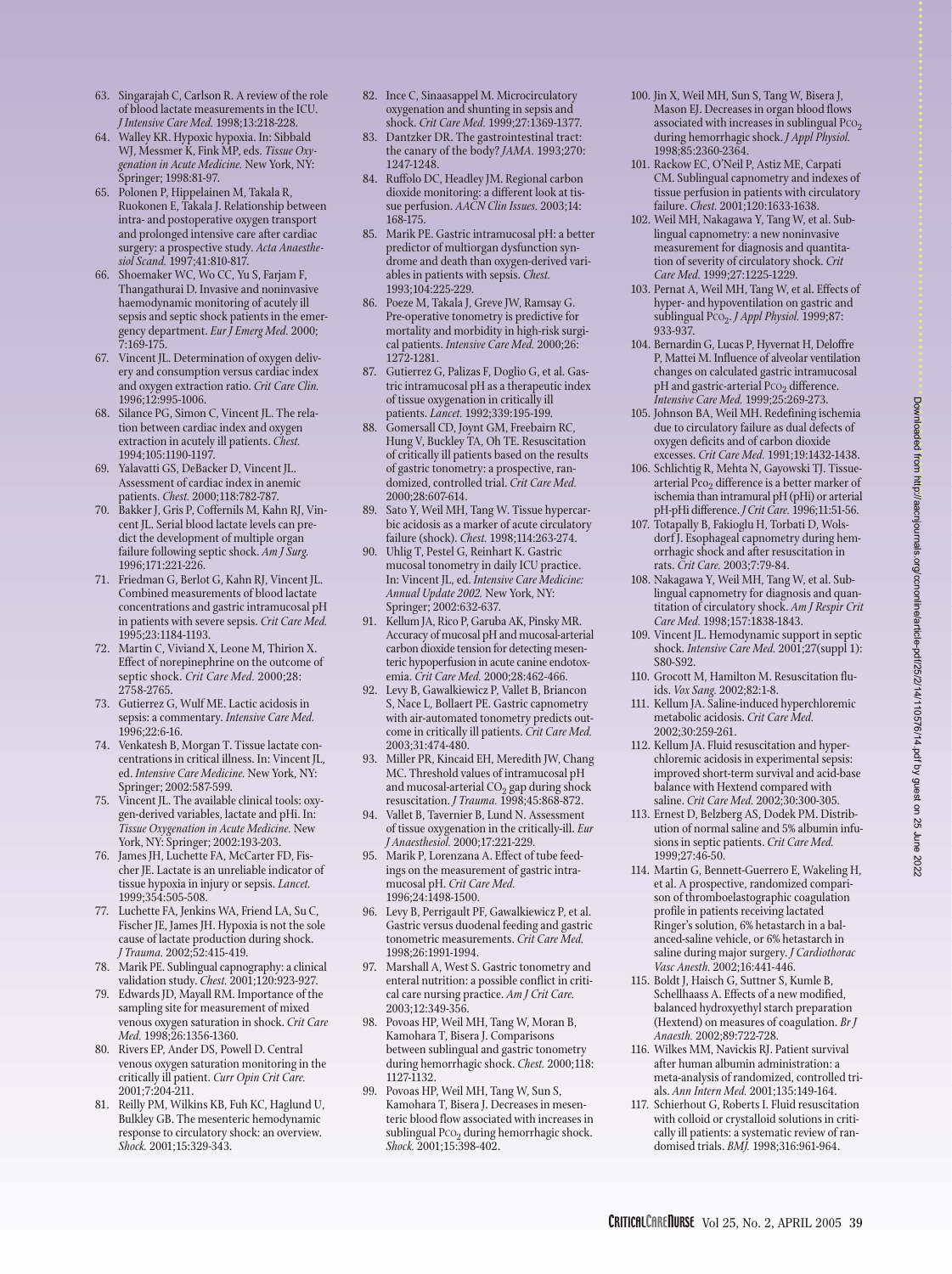63. Singarajah C, Carlson R. A review of the role of blood lactate measurements in the ICU. *J Intensive Care Med.* 1998;13:218-228.
64. Walley KR. Hypoxic hypoxia. In: Sibbald WJ, Messmer K, Fink MP, eds. *Tissue Oxygenation in Acute Medicine.* New York, NY: Springer; 1998:81-97.
65. Polonen P, Hippelainen M, Takala R, Ruokonen E, Takala J. Relationship between intra- and postoperative oxygen transport and prolonged intensive care after cardiac surgery: a prospective study. *Acta Anaesthesiol Scand.* 1997;41:810-817.
66. Shoemaker WC, Wo CC, Yu S, Farjam F, Thangathurai D. Invasive and noninvasive haemodynamic monitoring of acutely ill sepsis and septic shock patients in the emergency department. *Eur J Emerg Med.* 2000; 7:169-175.
67. Vincent JL. Determination of oxygen delivery and consumption versus cardiac index and oxygen extraction ratio. *Crit Care Clin.* 1996;12:995-1006.
68. Silance PG, Simon C, Vincent JL. The relation between cardiac index and oxygen extraction in acutely ill patients. *Chest.* 1994;105:1190-1197.
69. Yalavatti GS, DeBacker D, Vincent JL. Assessment of cardiac index in anemic patients. *Chest.* 2000;118:782-787.
70. Bakker J, Gris P, Coffernils M, Kahn RJ, Vincent JL. Serial blood lactate levels can predict the development of multiple organ failure following septic shock. *Am J Surg.* 1996;171:221-226.
71. Friedman G, Berlot G, Kahn RJ, Vincent JL. Combined measurements of blood lactate concentrations and gastric intramucosal pH in patients with severe sepsis. *Crit Care Med.* 1995;23:1184-1193.
72. Martin C, Viviand X, Leone M, Thirion X. Effect of norepinephrine on the outcome of septic shock. *Crit Care Med.* 2000;28: 2758-2765.
73. Gutierrez G, Wulf ME. Lactic acidosis in sepsis: a commentary. *Intensive Care Med.* 1996;22:6-16.
74. Venkatesh B, Morgan T. Tissue lactate concentrations in critical illness. In: Vincent JL, ed. *Intensive Care Medicine.* New York, NY: Springer; 2002:587-599.
75. Vincent JL. The available clinical tools: oxygen-derived variables, lactate and pHi. In: *Tissue Oxygenation in Acute Medicine.* New York, NY: Springer; 2002:193-203.
76. James JH, Luchette FA, McCarter FD, Fischer JE. Lactate is an unreliable indicator of tissue hypoxia in injury or sepsis. *Lancet.* 1999;354:505-508.
77. Luchette FA, Jenkins WA, Friend LA, Su C, Fischer JE, James JH. Hypoxia is not the sole cause of lactate production during shock. *J Trauma.* 2002;52:415-419.
78. Marik PE. Sublingual capnography: a clinical validation study. *Chest.* 2001;120:923-927.
79. Edwards JD, Mayall RM. Importance of the sampling site for measurement of mixed venous oxygen saturation in shock. *Crit Care Med.* 1998;26:1356-1360.
80. Rivers EP, Ander DS, Powell D. Central venous oxygen saturation monitoring in the critically ill patient. *Curr Opin Crit Care.* 2001;7:204-211.
81. Reilly PM, Wilkins KB, Fuh KC, Haglund U, Bulkley GB. The mesenteric hemodynamic response to circulatory shock: an overview. *Shock.* 2001;15:329-343.
82. Ince C, Sinaasappel M. Microcirculatory oxygenation and shunting in sepsis and shock. *Crit Care Med.* 1999;27:1369-1377.
83. Dantzker DR. The gastrointestinal tract: the canary of the body? *JAMA.* 1993;270: 1247-1248.
84. Ruffolo DC, Headley JM. Regional carbon dioxide monitoring: a different look at tissue perfusion. *AACN Clin Issues.* 2003;14: 168-175.
85. Marik PE. Gastric intramucosal pH: a better predictor of multiorgan dysfunction syndrome and death than oxygen-derived variables in patients with sepsis. *Chest.* 1993;104:225-229.
86. Poeze M, Takala J, Greve JW, Ramsay G. Pre-operative tonometry is predictive for mortality and morbidity in high-risk surgical patients. *Intensive Care Med.* 2000;26: 1272-1281.
87. Gutierrez G, Palizas F, Doglio G, et al. Gastric intramucosal pH as a therapeutic index of tissue oxygenation in critically ill patients. *Lancet.* 1992;339:195-199.
88. Gomersall CD, Joynt GM, Freebairn RC, Hung V, Buckley TA, Oh TE. Resuscitation of critically ill patients based on the results of gastric tonometry: a prospective, randomized, controlled trial. *Crit Care Med.* 2000;28:607-614.
89. Sato Y, Weil MH, Tang W. Tissue hypercarbic acidosis as a marker of acute circulatory failure (shock). *Chest.* 1998;114:263-274.
90. Uhlig T, Pestel G, Reinhart K. Gastric mucosal tonometry in daily ICU practice. In: Vincent JL, ed. *Intensive Care Medicine: Annual Update 2002.* New York, NY: Springer; 2002:632-637.
91. Kellum JA, Rico P, Garuba AK, Pinsky MR. Accuracy of mucosal pH and mucosal-arterial carbon dioxide tension for detecting mesenteric hypoperfusion in acute canine endotoxemia. *Crit Care Med.* 2000;28:462-466.
92. Levy B, Gawalkiewicz P, Vallet B, Briancon S, Nace L, Bollaert PE. Gastric capnometry with air-automated tonometry predicts outcome in critically ill patients. *Crit Care Med.* 2003;31:474-480.
93. Miller PR, Kincaid EH, Meredith JW, Chang MC. Threshold values of intramucosal pH and mucosal-arterial $CO_2$ gap during shock resuscitation. *J Trauma.* 1998;45:868-872.
94. Vallet B, Tavernier B, Lund N. Assessment of tissue oxygenation in the critically-ill. *Eur J Anaesthesiol.* 2000;17:221-229.
95. Marik P, Lorenzana A. Effect of tube feedings on the measurement of gastric intramucosal pH. *Crit Care Med.* 1996;24:1498-1500.
96. Levy B, Perrigault PF, Gawalkiewicz P, et al. Gastric versus duodenal feeding and gastric tonometric measurements. *Crit Care Med.* 1998;26:1991-1994.
97. Marshall A, West S. Gastric tonometry and enteral nutrition: a possible conflict in critical care nursing practice. *Am J Crit Care.* 2003;12:349-356.
98. Povoas HP, Weil MH, Tang W, Moran B, Kamohara T, Bisera J. Comparisons between sublingual and gastric tonometry during hemorrhagic shock. *Chest.* 2000;118: 1127-1132.
99. Povoas HP, Weil MH, Tang W, Sun S, Kamohara T, Bisera J. Decreases in mesenteric blood flow associated with increases in sublingual $P_{CO_2}$ during hemorrhagic shock. *Shock.* 2001;15:398-402.
100. Jin X, Weil MH, Sun S, Tang W, Bisera J, Mason EJ. Decreases in organ blood flows associated with increases in sublingual $P_{CO_2}$ during hemorrhagic shock. *J Appl Physiol.* 1998;85:2360-2364.
101. Rackow EC, O'Neil P, Astiz ME, Carpati CM. Sublingual capnometry and indexes of tissue perfusion in patients with circulatory failure. *Chest.* 2001;120:1633-1638.
102. Weil MH, Nakagawa Y, Tang W, et al. Sublingual capnometry: a new noninvasive measurement for diagnosis and quantitation of severity of circulatory shock. *Crit Care Med.* 1999;27:1225-1229.
103. Pernat A, Weil MH, Tang W, et al. Effects of hyper- and hypoventilation on gastric and sublingual $P_{CO_2}$. *J Appl Physiol.* 1999;87: 933-937.
104. Bernardin G, Lucas P, Hyvernat H, Deloffre P, Mattei M. Influence of alveolar ventilation changes on calculated gastric intramucosal pH and gastric-arterial $P_{CO_2}$ difference. *Intensive Care Med.* 1999;25:269-273.
105. Johnson BA, Weil MH. Redefining ischemia due to circulatory failure as dual defects of oxygen deficits and of carbon dioxide excesses. *Crit Care Med.* 1991;19:1432-1438.
106. Schlichtig R, Mehta N, Gayowski TJ. Tissue-arterial $P_{CO_2}$ difference is a better marker of ischemia than intramural pH (pHi) or arterial pH-pHi difference. *J Crit Care.* 1996;11:51-56.
107. Totapally B, Fakioglu H, Torbati D, Wolsdorf J. Esophageal capnometry during hemorrhagic shock and after resuscitation in rats. *Crit Care.* 2003;7:79-84.
108. Nakagawa Y, Weil MH, Tang W, et al. Sublingual capnometry for diagnosis and quantitation of circulatory shock. *Am J Respir Crit Care Med.* 1998;157:1838-1843.
109. Vincent JL. Hemodynamic support in septic shock. *Intensive Care Med.* 2001;27(suppl 1): S80-S92.
110. Grocott M, Hamilton M. Resuscitation fluids. *Vox Sang.* 2002;82:1-8.
111. Kellum JA. Saline-induced hyperchloremic metabolic acidosis. *Crit Care Med.* 2002;30:259-261.
112. Kellum JA. Fluid resuscitation and hyperchloremic acidosis in experimental sepsis: improved short-term survival and acid-base balance with Hextend compared with saline. *Crit Care Med.* 2002;30:300-305.
113. Ernest D, Belzberg AS, Dodek PM. Distribution of normal saline and 5% albumin infusions in septic patients. *Crit Care Med.* 1999;27:46-50.
114. Martin G, Bennett-Guerrero E, Wakeling H, et al. A prospective, randomized comparison of thromboelastographic coagulation profile in patients receiving lactated Ringer's solution, 6% hetastarch in a balanced-saline vehicle, or 6% hetastarch in saline during major surgery. *J Cardiothorac Vasc Anesth.* 2002;16:441-446.
115. Boldt J, Haisch G, Suttner S, Kumle B, Schellhaass A. Effects of a new modified, balanced hydroxyethyl starch preparation (Hextend) on measures of coagulation. *Br J Anaesth.* 2002;89:722-728.
116. Wilkes MM, Navickis RJ. Patient survival after human albumin administration: a meta-analysis of randomized, controlled trials. *Ann Intern Med.* 2001;135:149-164.
117. Schierhout G, Roberts I. Fluid resuscitation with colloid or crystalloid solutions in critically ill patients: a systematic review of randomised trials. *BMJ.* 1998;316:961-964.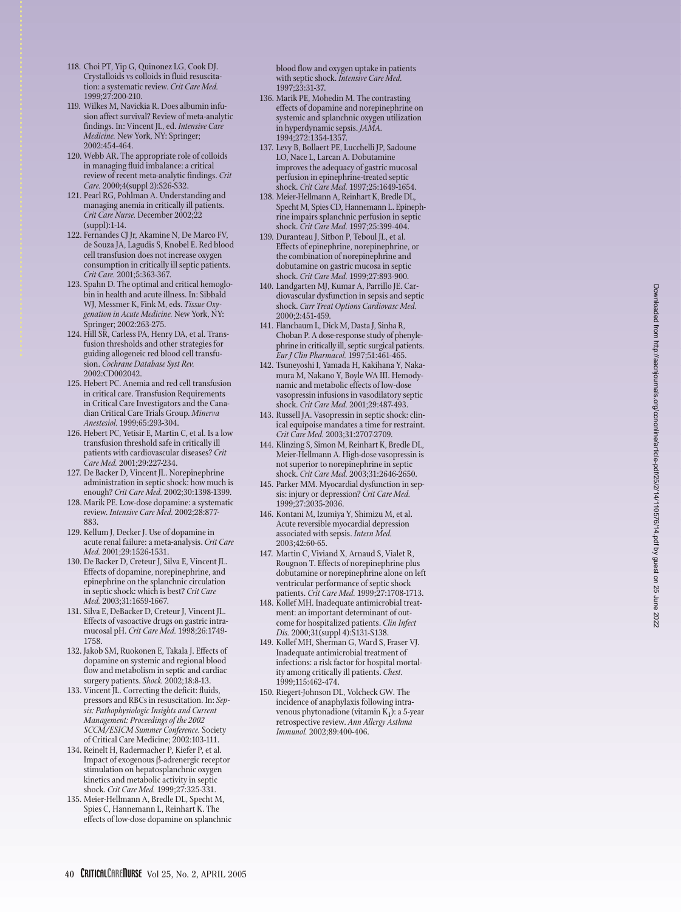118. Choi PT, Yip G, Quinonez LG, Cook DJ. Crystalloids vs colloids in fluid resuscitation: a systematic review. *Crit Care Med.* 1999;27:200-210.
119. Wilkes M, Navickia R. Does albumin infusion affect survival? Review of meta-analytic findings. In: Vincent JL, ed. *Intensive Care Medicine.* New York, NY: Springer; 2002:454-464.
120. Webb AR. The appropriate role of colloids in managing fluid imbalance: a critical review of recent meta-analytic findings. *Crit Care.* 2000;4(suppl 2):S26-S32.
121. Pearl RG, Pohlman A. Understanding and managing anemia in critically ill patients. *Crit Care Nurse.* December 2002;22 (suppl):1-14.
122. Fernandes CJ Jr, Akamine N, De Marco FV, de Souza JA, Lagudis S, Knobel E. Red blood cell transfusion does not increase oxygen consumption in critically ill septic patients. *Crit Care.* 2001;5:363-367.
123. Spahn D. The optimal and critical hemoglobin in health and acute illness. In: Sibbald WJ, Messmer K, Fink M, eds. *Tissue Oxygenation in Acute Medicine.* New York, NY: Springer; 2002:263-275.
124. Hill SR, Carless PA, Henry DA, et al. Transfusion thresholds and other strategies for guiding allogeneic red blood cell transfusion. *Cochrane Database Syst Rev.* 2002:CD002042.
125. Hebert PC. Anemia and red cell transfusion in critical care. Transfusion Requirements in Critical Care Investigators and the Canadian Critical Care Trials Group. *Minerva Anestesiol.* 1999;65:293-304.
126. Hebert PC, Yetisir E, Martin C, et al. Is a low transfusion threshold safe in critically ill patients with cardiovascular diseases? *Crit Care Med.* 2001;29:227-234.
127. De Backer D, Vincent JL. Norepinephrine administration in septic shock: how much is enough? *Crit Care Med.* 2002;30:1398-1399.
128. Marik PE. Low-dose dopamine: a systematic review. *Intensive Care Med.* 2002;28:877-883.
129. Kellum J, Decker J. Use of dopamine in acute renal failure: a meta-analysis. *Crit Care Med.* 2001;29:1526-1531.
130. De Backer D, Creteur J, Silva E, Vincent JL. Effects of dopamine, norepinephrine, and epinephrine on the splanchnic circulation in septic shock: which is best? *Crit Care Med.* 2003;31:1659-1667.
131. Silva E, DeBacker D, Creteur J, Vincent JL. Effects of vasoactive drugs on gastric intramucosal pH. *Crit Care Med.* 1998;26:1749-1758.
132. Jakob SM, Ruokonen E, Takala J. Effects of dopamine on systemic and regional blood flow and metabolism in septic and cardiac surgery patients. *Shock.* 2002;18:8-13.
133. Vincent JL. Correcting the deficit: fluids, pressors and RBCs in resuscitation. In: *Sepsis: Pathophysiologic Insights and Current Management: Proceedings of the 2002 SCCM/ESICM Summer Conference.* Society of Critical Care Medicine; 2002:103-111.
134. Reinelt H, Radermacher P, Kiefer P, et al. Impact of exogenous β-adrenergic receptor stimulation on hepatosplanchnic oxygen kinetics and metabolic activity in septic shock. *Crit Care Med.* 1999;27:325-331.
135. Meier-Hellmann A, Bredle DL, Specht M, Spies C, Hannemann L, Reinhart K. The effects of low-dose dopamine on splanchnic blood flow and oxygen uptake in patients with septic shock. *Intensive Care Med.* 1997;23:31-37.
136. Marik PE, Mohedin M. The contrasting effects of dopamine and norepinephrine on systemic and splanchnic oxygen utilization in hyperdynamic sepsis. *JAMA.* 1994;272:1354-1357.
137. Levy B, Bollaert PE, Lucchelli JP, Sadoune LO, Nace L, Larcan A. Dobutamine improves the adequacy of gastric mucosal perfusion in epinephrine-treated septic shock. *Crit Care Med.* 1997;25:1649-1654.
138. Meier-Hellmann A, Reinhart K, Bredle DL, Specht M, Spies CD, Hannemann L. Epinephrine impairs splanchnic perfusion in septic shock. *Crit Care Med.* 1997;25:399-404.
139. Duranteau J, Sitbon P, Teboul JL, et al. Effects of epinephrine, norepinephrine, or the combination of norepinephrine and dobutamine on gastric mucosa in septic shock. *Crit Care Med.* 1999;27:893-900.
140. Landgarten MJ, Kumar A, Parrillo JE. Cardiovascular dysfunction in sepsis and septic shock. *Curr Treat Options Cardiovasc Med.* 2000;2:451-459.
141. Flancbaum L, Dick M, Dasta J, Sinha R, Choban P. A dose-response study of phenylephrine in critically ill, septic surgical patients. *Eur J Clin Pharmacol.* 1997;51:461-465.
142. Tsuneyoshi I, Yamada H, Kakihana Y, Nakamura M, Nakano Y, Boyle WA III. Hemodynamic and metabolic effects of low-dose vasopressin infusions in vasodilatory septic shock. *Crit Care Med.* 2001;29:487-493.
143. Russell JA. Vasopressin in septic shock: clinical equipoise mandates a time for restraint. *Crit Care Med.* 2003;31:2707-2709.
144. Klinzing S, Simon M, Reinhart K, Bredle DL, Meier-Hellmann A. High-dose vasopressin is not superior to norepinephrine in septic shock. *Crit Care Med.* 2003;31:2646-2650.
145. Parker MM. Myocardial dysfunction in sepsis: injury or depression? *Crit Care Med.* 1999;27:2035-2036.
146. Kontani M, Izumiya Y, Shimizu M, et al. Acute reversible myocardial depression associated with sepsis. *Intern Med.* 2003;42:60-65.
147. Martin C, Viviand X, Arnaud S, Vialet R, Rougnon T. Effects of norepinephrine plus dobutamine or norepinephrine alone on left ventricular performance of septic shock patients. *Crit Care Med.* 1999;27:1708-1713.
148. Kollef MH. Inadequate antimicrobial treatment: an important determinant of outcome for hospitalized patients. *Clin Infect Dis.* 2000;31(suppl 4):S131-S138.
149. Kollef MH, Sherman G, Ward S, Fraser VJ. Inadequate antimicrobial treatment of infections: a risk factor for hospital mortality among critically ill patients. *Chest.* 1999;115:462-474.
150. Riegert-Johnson DL, Volcheck GW. The incidence of anaphylaxis following intravenous phytonadione (vitamin $K_1$): a 5-year retrospective review. *Ann Allergy Asthma Immunol.* 2002;89:400-406.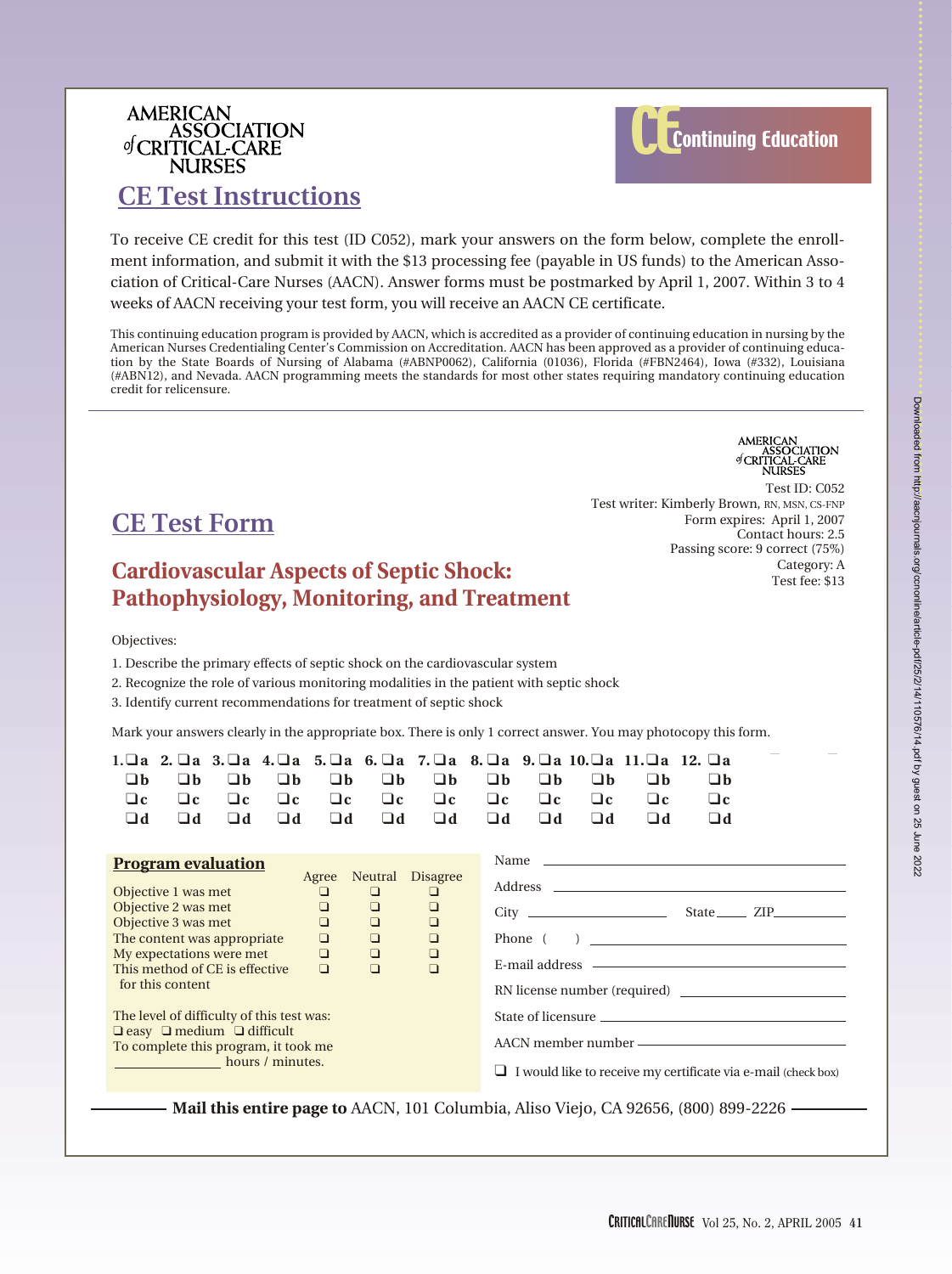AMERICAN ASSOCIATION of CRITICAL-CARE NURSES

# CE Test Instructions

**CE Continuing Education**

To receive CE credit for this test (ID C052), mark your answers on the form below, complete the enrollment information, and submit it with the $13 processing fee (payable in US funds) to the American Association of Critical-Care Nurses (AACN). Answer forms must be postmarked by April 1, 2007. Within 3 to 4 weeks of AACN receiving your test form, you will receive an AACN CE certificate.

This continuing education program is provided by AACN, which is accredited as a provider of continuing education in nursing by the American Nurses Credentialing Center's Commission on Accreditation. AACN has been approved as a provider of continuing education by the State Boards of Nursing of Alabama (#ABNP0062), California (01036), Florida (#FBN2464), Iowa (#332), Louisiana (#ABN12), and Nevada. AACN programming meets the standards for most other states requiring mandatory continuing education credit for relicensure.

---

AMERICAN ASSOCIATION of CRITICAL-CARE NURSES

Test ID: C052
Test writer: Kimberly Brown, RN, MSN, CS-FNP
Form expires: April 1, 2007
Contact hours: 2.5
Passing score: 9 correct (75%)
Category: A
Test fee: $13

# CE Test Form

## Cardiovascular Aspects of Septic Shock: Pathophysiology, Monitoring, and Treatment

Objectives:

1. Describe the primary effects of septic shock on the cardiovascular system
2. Recognize the role of various monitoring modalities in the patient with septic shock
3. Identify current recommendations for treatment of septic shock

Mark your answers clearly in the appropriate box. There is only 1 correct answer. You may photocopy this form.

| 1. | 2. | 3. | 4. | 5. | 6. | 7. | 8. | 9. | 10. | 11. | 12. |
|---|---|---|---|---|---|---|---|---|---|---|---|
| ❑a | ❑a | ❑a | ❑a | ❑a | ❑a | ❑a | ❑a | ❑a | ❑a | ❑a | ❑a |
| ❑b | ❑b | ❑b | ❑b | ❑b | ❑b | ❑b | ❑b | ❑b | ❑b | ❑b | ❑b |
| ❑c | ❑c | ❑c | ❑c | ❑c | ❑c | ❑c | ❑c | ❑c | ❑c | ❑c | ❑c |
| ❑d | ❑d | ❑d | ❑d | ❑d | ❑d | ❑d | ❑d | ❑d | ❑d | ❑d | ❑d |

**Program evaluation**

| | Agree | Neutral | Disagree |
|---|---|---|---|
| Objective 1 was met | ❑ | ❑ | ❑ |
| Objective 2 was met | ❑ | ❑ | ❑ |
| Objective 3 was met | ❑ | ❑ | ❑ |
| The content was appropriate | ❑ | ❑ | ❑ |
| My expectations were met | ❑ | ❑ | ❑ |
| This method of CE is effective for this content | ❑ | ❑ | ❑ |

The level of difficulty of this test was:
❑ easy ❑ medium ❑ difficult

To complete this program, it took me ________ hours / minutes.

Name ____________________

Address ____________________

City ____________ State ____ ZIP ________

Phone ( ) ____________________

E-mail address ____________________

RN license number (required) ____________________

State of licensure ____________________

AACN member number ____________________

❑ I would like to receive my certificate via e-mail (check box)

**Mail this entire page to** AACN, 101 Columbia, Aliso Viejo, CA 92656, (800) 899-2226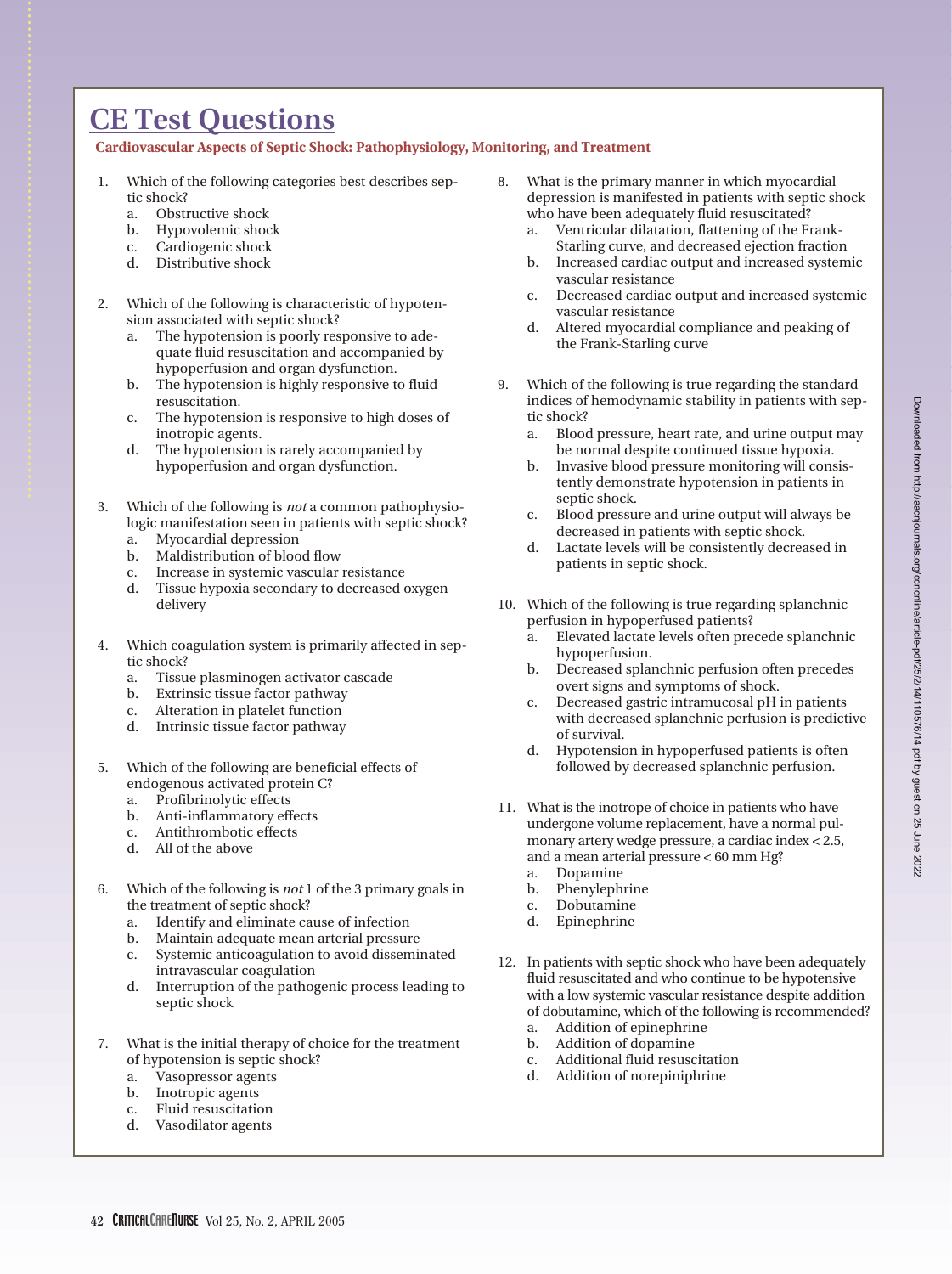# CE Test Questions

**Cardiovascular Aspects of Septic Shock: Pathophysiology, Monitoring, and Treatment**

1. Which of the following categories best describes septic shock?
   a. Obstructive shock
   b. Hypovolemic shock
   c. Cardiogenic shock
   d. Distributive shock

2. Which of the following is characteristic of hypotension associated with septic shock?
   a. The hypotension is poorly responsive to adequate fluid resuscitation and accompanied by hypoperfusion and organ dysfunction.
   b. The hypotension is highly responsive to fluid resuscitation.
   c. The hypotension is responsive to high doses of inotropic agents.
   d. The hypotension is rarely accompanied by hypoperfusion and organ dysfunction.

3. Which of the following is *not* a common pathophysiologic manifestation seen in patients with septic shock?
   a. Myocardial depression
   b. Maldistribution of blood flow
   c. Increase in systemic vascular resistance
   d. Tissue hypoxia secondary to decreased oxygen delivery

4. Which coagulation system is primarily affected in septic shock?
   a. Tissue plasminogen activator cascade
   b. Extrinsic tissue factor pathway
   c. Alteration in platelet function
   d. Intrinsic tissue factor pathway

5. Which of the following are beneficial effects of endogenous activated protein C?
   a. Profibrinolytic effects
   b. Anti-inflammatory effects
   c. Antithrombotic effects
   d. All of the above

6. Which of the following is *not* 1 of the 3 primary goals in the treatment of septic shock?
   a. Identify and eliminate cause of infection
   b. Maintain adequate mean arterial pressure
   c. Systemic anticoagulation to avoid disseminated intravascular coagulation
   d. Interruption of the pathogenic process leading to septic shock

7. What is the initial therapy of choice for the treatment of hypotension is septic shock?
   a. Vasopressor agents
   b. Inotropic agents
   c. Fluid resuscitation
   d. Vasodilator agents

8. What is the primary manner in which myocardial depression is manifested in patients with septic shock who have been adequately fluid resuscitated?
   a. Ventricular dilatation, flattening of the Frank-Starling curve, and decreased ejection fraction
   b. Increased cardiac output and increased systemic vascular resistance
   c. Decreased cardiac output and increased systemic vascular resistance
   d. Altered myocardial compliance and peaking of the Frank-Starling curve

9. Which of the following is true regarding the standard indices of hemodynamic stability in patients with septic shock?
   a. Blood pressure, heart rate, and urine output may be normal despite continued tissue hypoxia.
   b. Invasive blood pressure monitoring will consistently demonstrate hypotension in patients in septic shock.
   c. Blood pressure and urine output will always be decreased in patients with septic shock.
   d. Lactate levels will be consistently decreased in patients in septic shock.

10. Which of the following is true regarding splanchnic perfusion in hypoperfused patients?
    a. Elevated lactate levels often precede splanchnic hypoperfusion.
    b. Decreased splanchnic perfusion often precedes overt signs and symptoms of shock.
    c. Decreased gastric intramucosal pH in patients with decreased splanchnic perfusion is predictive of survival.
    d. Hypotension in hypoperfused patients is often followed by decreased splanchnic perfusion.

11. What is the inotrope of choice in patients who have undergone volume replacement, have a normal pulmonary artery wedge pressure, a cardiac index < 2.5, and a mean arterial pressure < 60 mm Hg?
    a. Dopamine
    b. Phenylephrine
    c. Dobutamine
    d. Epinephrine

12. In patients with septic shock who have been adequately fluid resuscitated and who continue to be hypotensive with a low systemic vascular resistance despite addition of dobutamine, which of the following is recommended?
    a. Addition of epinephrine
    b. Addition of dopamine
    c. Additional fluid resuscitation
    d. Addition of norepiniphrine